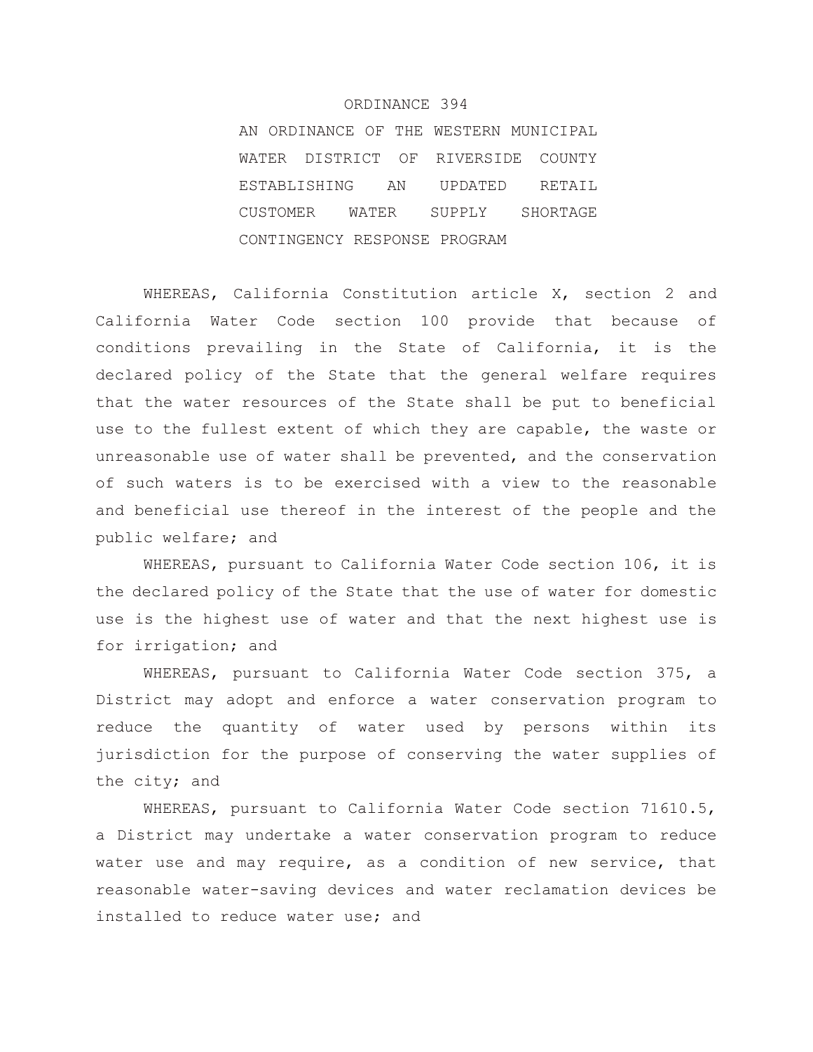# ORDINANCE 394

## AN ORDINANCE OF THE WESTERN MUNICIPAL WATER DISTRICT OF RIVERSIDE COUNTY ESTABLISHING AN UPDATED RETAIL CUSTOMER WATER SUPPLY SHORTAGE CONTINGENCY RESPONSE PROGRAM

WHEREAS, California Constitution article X, section 2 and California Water Code section 100 provide that because of conditions prevailing in the State of California, it is the declared policy of the State that the general welfare requires that the water resources of the State shall be put to beneficial use to the fullest extent of which they are capable, the waste or unreasonable use of water shall be prevented, and the conservation of such waters is to be exercised with a view to the reasonable and beneficial use thereof in the interest of the people and the public welfare; and

WHEREAS, pursuant to California Water Code section 106, it is the declared policy of the State that the use of water for domestic use is the highest use of water and that the next highest use is for irrigation; and

WHEREAS, pursuant to California Water Code section 375, a District may adopt and enforce a water conservation program to reduce the quantity of water used by persons within its jurisdiction for the purpose of conserving the water supplies of the city; and

WHEREAS, pursuant to California Water Code section 71610.5, a District may undertake a water conservation program to reduce water use and may require, as a condition of new service, that reasonable water-saving devices and water reclamation devices be installed to reduce water use; and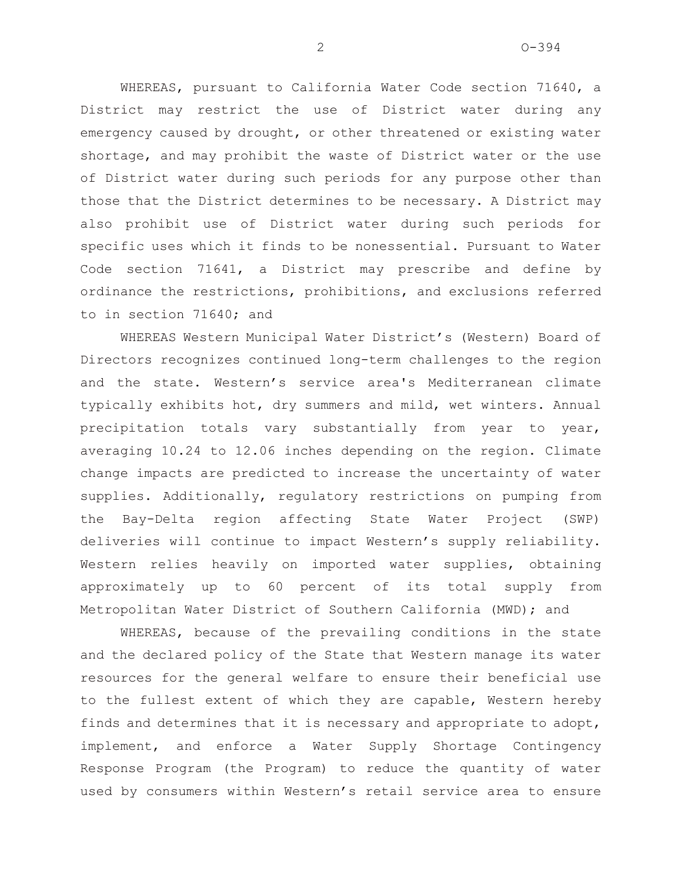WHEREAS, pursuant to California Water Code section 71640, a District may restrict the use of District water during any emergency caused by drought, or other threatened or existing water shortage, and may prohibit the waste of District water or the use of District water during such periods for any purpose other than those that the District determines to be necessary. A District may also prohibit use of District water during such periods for specific uses which it finds to be nonessential. Pursuant to Water Code section 71641, a District may prescribe and define by ordinance the restrictions, prohibitions, and exclusions referred to in section 71640; and

WHEREAS Western Municipal Water District's (Western) Board of Directors recognizes continued long-term challenges to the region and the state. Western's service area's Mediterranean climate typically exhibits hot, dry summers and mild, wet winters. Annual precipitation totals vary substantially from year to year, averaging 10.24 to 12.06 inches depending on the region. Climate change impacts are predicted to increase the uncertainty of water supplies. Additionally, regulatory restrictions on pumping from the Bay-Delta region affecting State Water Project (SWP) deliveries will continue to impact Western's supply reliability. Western relies heavily on imported water supplies, obtaining approximately up to 60 percent of its total supply from Metropolitan Water District of Southern California (MWD); and

WHEREAS, because of the prevailing conditions in the state and the declared policy of the State that Western manage its water resources for the general welfare to ensure their beneficial use to the fullest extent of which they are capable, Western hereby finds and determines that it is necessary and appropriate to adopt, implement, and enforce a Water Supply Shortage Contingency Response Program (the Program) to reduce the quantity of water used by consumers within Western's retail service area to ensure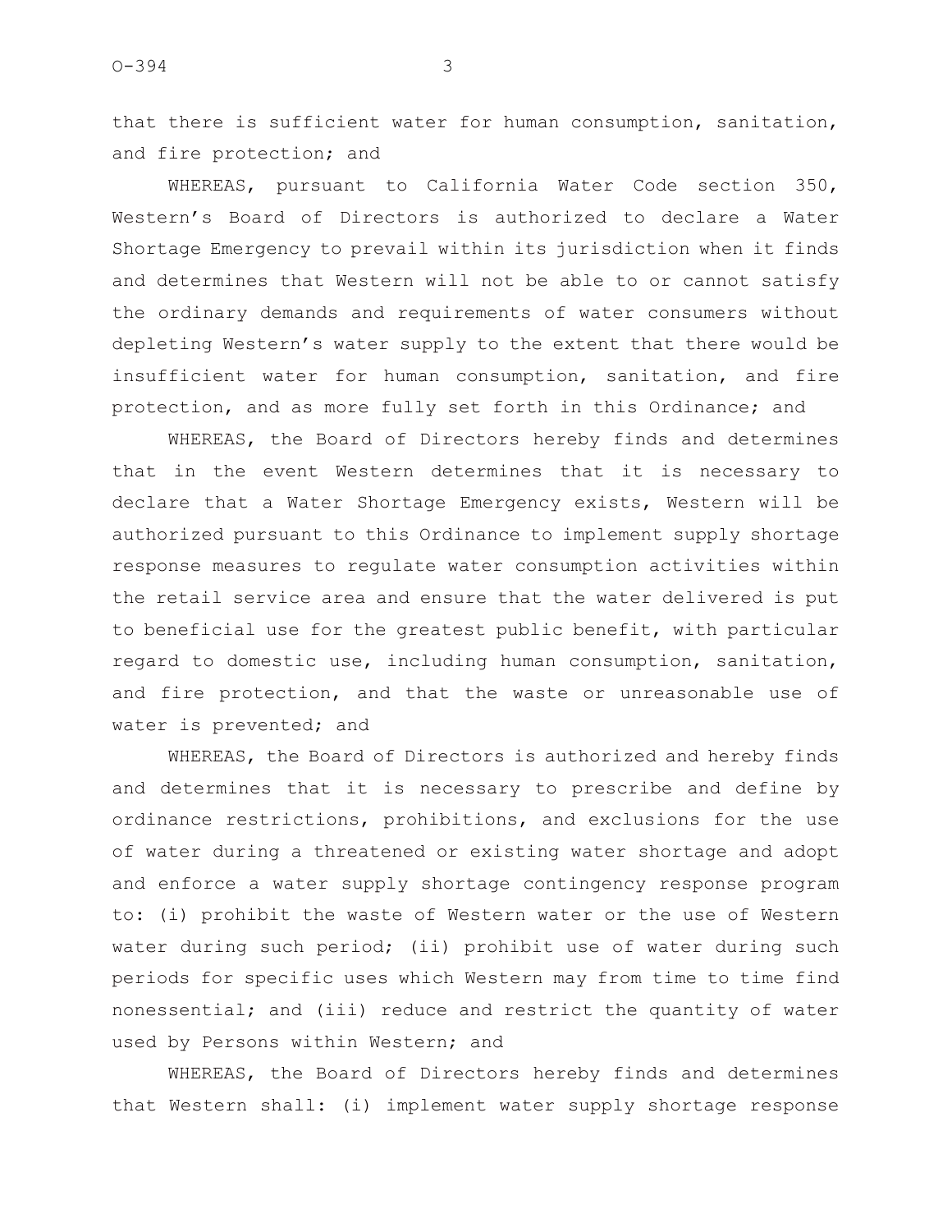that there is sufficient water for human consumption, sanitation, and fire protection; and

WHEREAS, pursuant to California Water Code section 350, Western's Board of Directors is authorized to declare a Water Shortage Emergency to prevail within its jurisdiction when it finds and determines that Western will not be able to or cannot satisfy the ordinary demands and requirements of water consumers without depleting Western's water supply to the extent that there would be insufficient water for human consumption, sanitation, and fire protection, and as more fully set forth in this Ordinance; and

WHEREAS, the Board of Directors hereby finds and determines that in the event Western determines that it is necessary to declare that a Water Shortage Emergency exists, Western will be authorized pursuant to this Ordinance to implement supply shortage response measures to regulate water consumption activities within the retail service area and ensure that the water delivered is put to beneficial use for the greatest public benefit, with particular regard to domestic use, including human consumption, sanitation, and fire protection, and that the waste or unreasonable use of water is prevented; and

WHEREAS, the Board of Directors is authorized and hereby finds and determines that it is necessary to prescribe and define by ordinance restrictions, prohibitions, and exclusions for the use of water during a threatened or existing water shortage and adopt and enforce a water supply shortage contingency response program to: (i) prohibit the waste of Western water or the use of Western water during such period; (ii) prohibit use of water during such periods for specific uses which Western may from time to time find nonessential; and (iii) reduce and restrict the quantity of water used by Persons within Western; and

WHEREAS, the Board of Directors hereby finds and determines that Western shall: (i) implement water supply shortage response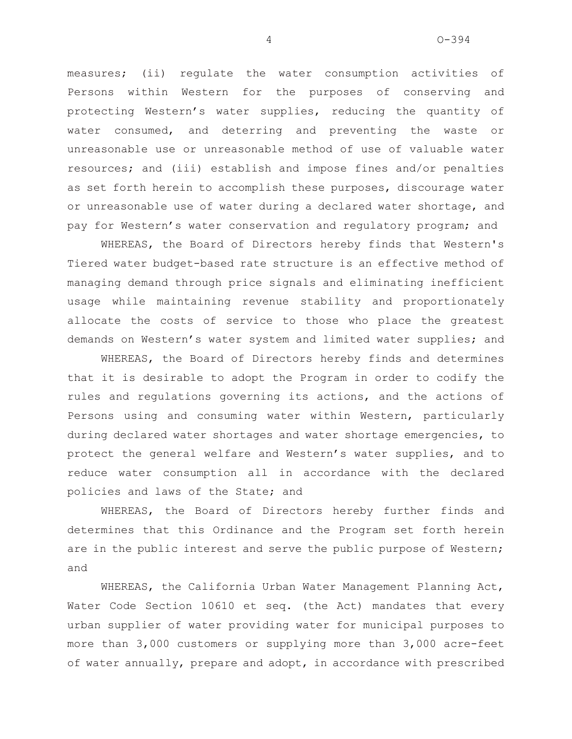measures; (ii) regulate the water consumption activities of Persons within Western for the purposes of conserving and protecting Western's water supplies, reducing the quantity of water consumed, and deterring and preventing the waste or unreasonable use or unreasonable method of use of valuable water resources; and (iii) establish and impose fines and/or penalties as set forth herein to accomplish these purposes, discourage water or unreasonable use of water during a declared water shortage, and pay for Western's water conservation and regulatory program; and

WHEREAS, the Board of Directors hereby finds that Western's Tiered water budget-based rate structure is an effective method of managing demand through price signals and eliminating inefficient usage while maintaining revenue stability and proportionately allocate the costs of service to those who place the greatest demands on Western's water system and limited water supplies; and

WHEREAS, the Board of Directors hereby finds and determines that it is desirable to adopt the Program in order to codify the rules and regulations governing its actions, and the actions of Persons using and consuming water within Western, particularly during declared water shortages and water shortage emergencies, to protect the general welfare and Western's water supplies, and to reduce water consumption all in accordance with the declared policies and laws of the State; and

WHEREAS, the Board of Directors hereby further finds and determines that this Ordinance and the Program set forth herein are in the public interest and serve the public purpose of Western; and

WHEREAS, the California Urban Water Management Planning Act, Water Code Section 10610 et seq. (the Act) mandates that every urban supplier of water providing water for municipal purposes to more than 3,000 customers or supplying more than 3,000 acre-feet of water annually, prepare and adopt, in accordance with prescribed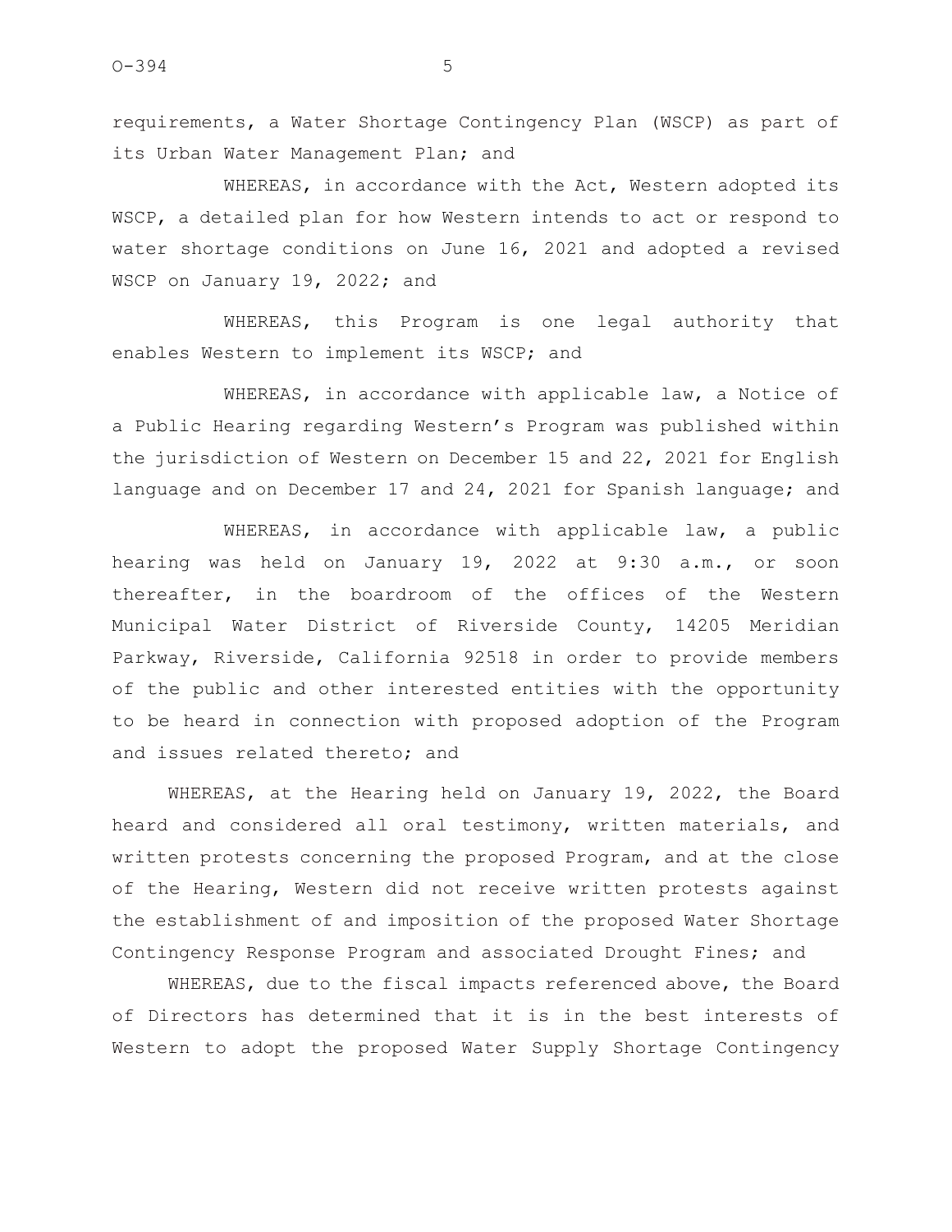requirements, a Water Shortage Contingency Plan (WSCP) as part of its Urban Water Management Plan; and

WHEREAS, in accordance with the Act, Western adopted its WSCP, a detailed plan for how Western intends to act or respond to water shortage conditions on June 16, 2021 and adopted a revised WSCP on January 19, 2022; and

WHEREAS, this Program is one legal authority that enables Western to implement its WSCP; and

WHEREAS, in accordance with applicable law, a Notice of a Public Hearing regarding Western's Program was published within the jurisdiction of Western on December 15 and 22, 2021 for English language and on December 17 and 24, 2021 for Spanish language; and

WHEREAS, in accordance with applicable law, a public hearing was held on January 19, 2022 at 9:30 a.m., or soon thereafter, in the boardroom of the offices of the Western Municipal Water District of Riverside County, 14205 Meridian Parkway, Riverside, California 92518 in order to provide members of the public and other interested entities with the opportunity to be heard in connection with proposed adoption of the Program and issues related thereto; and

WHEREAS, at the Hearing held on January 19, 2022, the Board heard and considered all oral testimony, written materials, and written protests concerning the proposed Program, and at the close of the Hearing, Western did not receive written protests against the establishment of and imposition of the proposed Water Shortage Contingency Response Program and associated Drought Fines; and

WHEREAS, due to the fiscal impacts referenced above, the Board of Directors has determined that it is in the best interests of Western to adopt the proposed Water Supply Shortage Contingency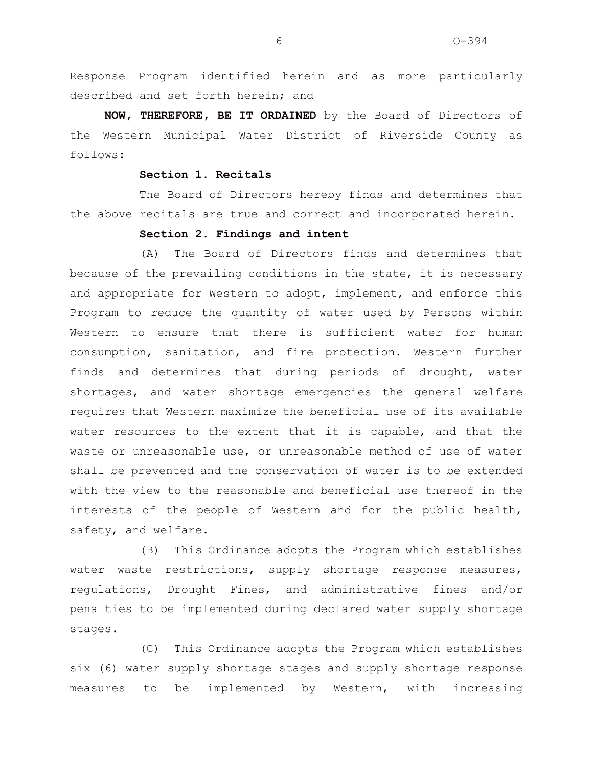Response Program identified herein and as more particularly described and set forth herein; and

**NOW, THEREFORE, BE IT ORDAINED** by the Board of Directors of the Western Municipal Water District of Riverside County as follows:

**Section 1. Recitals**

The Board of Directors hereby finds and determines that the above recitals are true and correct and incorporated herein.

**Section 2. Findings and intent**

(A) The Board of Directors finds and determines that because of the prevailing conditions in the state, it is necessary and appropriate for Western to adopt, implement, and enforce this Program to reduce the quantity of water used by Persons within Western to ensure that there is sufficient water for human consumption, sanitation, and fire protection. Western further finds and determines that during periods of drought, water shortages, and water shortage emergencies the general welfare requires that Western maximize the beneficial use of its available water resources to the extent that it is capable, and that the waste or unreasonable use, or unreasonable method of use of water shall be prevented and the conservation of water is to be extended with the view to the reasonable and beneficial use thereof in the interests of the people of Western and for the public health, safety, and welfare.

(B) This Ordinance adopts the Program which establishes water waste restrictions, supply shortage response measures, regulations, Drought Fines, and administrative fines and/or penalties to be implemented during declared water supply shortage stages.

(C) This Ordinance adopts the Program which establishes six (6) water supply shortage stages and supply shortage response measures to be implemented by Western, with increasing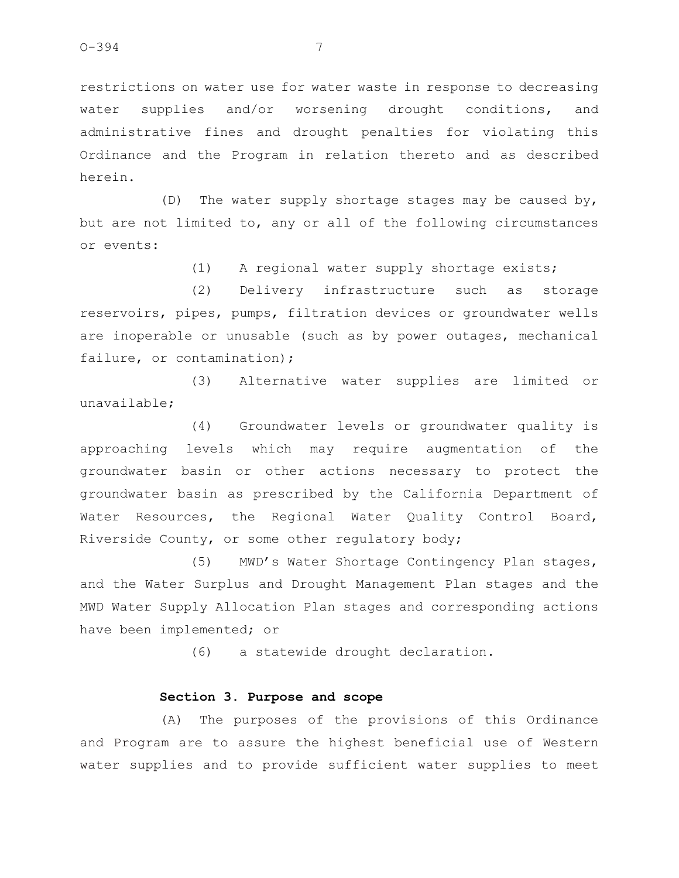restrictions on water use for water waste in response to decreasing water supplies and/or worsening drought conditions, and administrative fines and drought penalties for violating this Ordinance and the Program in relation thereto and as described herein.

(D) The water supply shortage stages may be caused by, but are not limited to, any or all of the following circumstances or events:

(1) A regional water supply shortage exists;

(2) Delivery infrastructure such as storage reservoirs, pipes, pumps, filtration devices or groundwater wells are inoperable or unusable (such as by power outages, mechanical failure, or contamination);

(3) Alternative water supplies are limited or unavailable;

(4) Groundwater levels or groundwater quality is approaching levels which may require augmentation of the groundwater basin or other actions necessary to protect the groundwater basin as prescribed by the California Department of Water Resources, the Regional Water Quality Control Board, Riverside County, or some other regulatory body;

(5) MWD's Water Shortage Contingency Plan stages, and the Water Surplus and Drought Management Plan stages and the MWD Water Supply Allocation Plan stages and corresponding actions have been implemented; or

(6) a statewide drought declaration.

**Section 3. Purpose and scope**

(A) The purposes of the provisions of this Ordinance and Program are to assure the highest beneficial use of Western water supplies and to provide sufficient water supplies to meet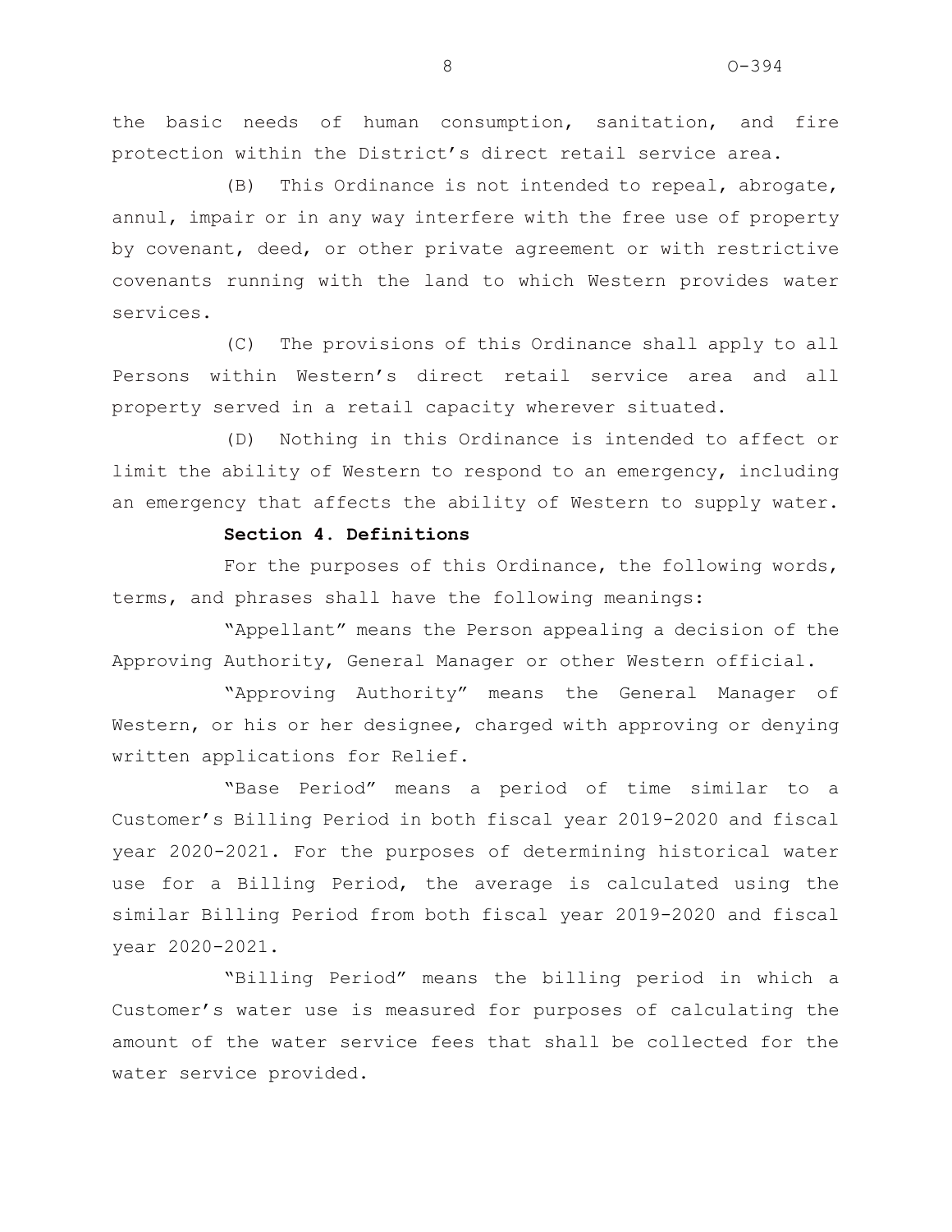the basic needs of human consumption, sanitation, and fire protection within the District's direct retail service area.

(B) This Ordinance is not intended to repeal, abrogate, annul, impair or in any way interfere with the free use of property by covenant, deed, or other private agreement or with restrictive covenants running with the land to which Western provides water services.

(C) The provisions of this Ordinance shall apply to all Persons within Western's direct retail service area and all property served in a retail capacity wherever situated.

(D) Nothing in this Ordinance is intended to affect or limit the ability of Western to respond to an emergency, including an emergency that affects the ability of Western to supply water.

**Section 4. Definitions**

For the purposes of this Ordinance, the following words, terms, and phrases shall have the following meanings:

"Appellant" means the Person appealing a decision of the Approving Authority, General Manager or other Western official.

"Approving Authority" means the General Manager of Western, or his or her designee, charged with approving or denying written applications for Relief.

"Base Period" means a period of time similar to a Customer's Billing Period in both fiscal year 2019-2020 and fiscal year 2020-2021. For the purposes of determining historical water use for a Billing Period, the average is calculated using the similar Billing Period from both fiscal year 2019-2020 and fiscal year 2020-2021.

"Billing Period" means the billing period in which a Customer's water use is measured for purposes of calculating the amount of the water service fees that shall be collected for the water service provided.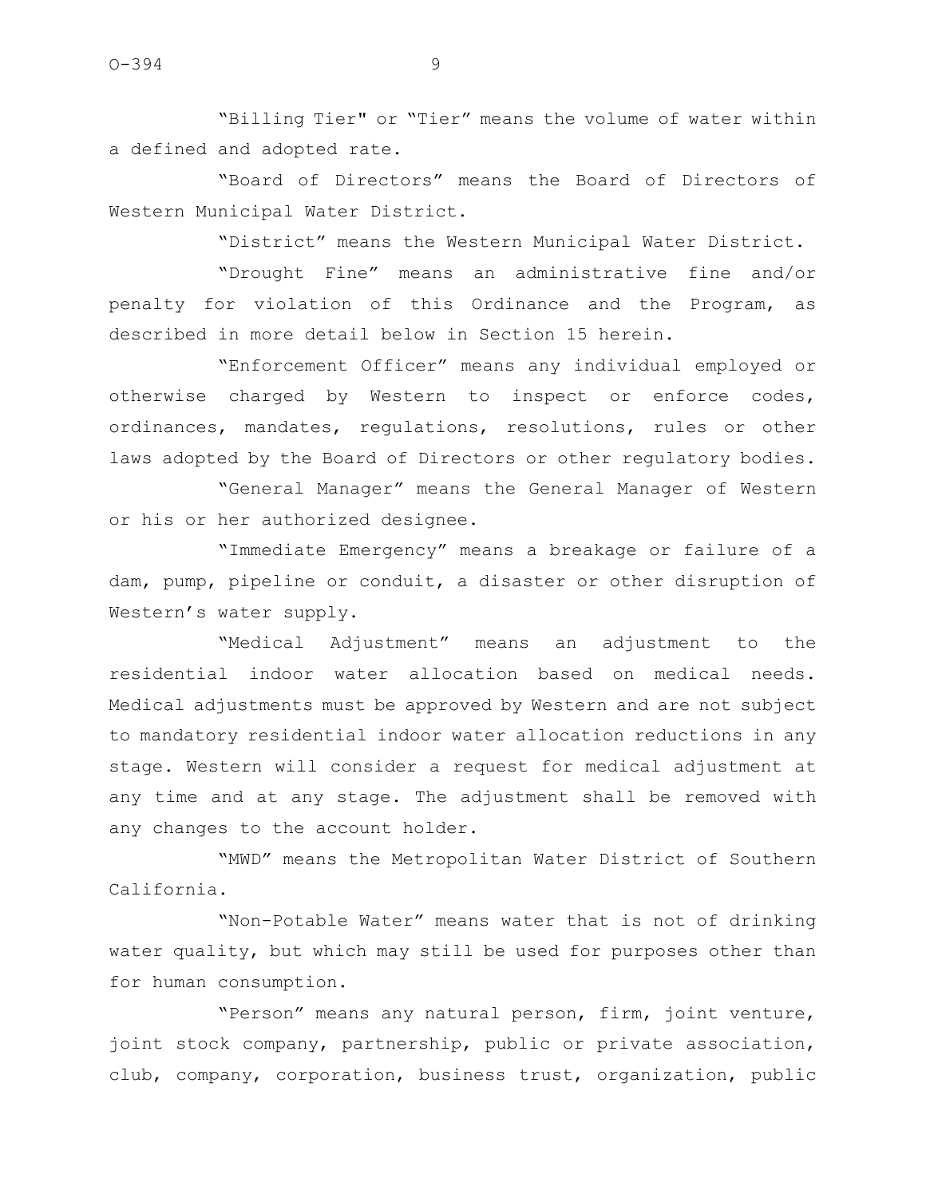"Billing Tier" or "Tier" means the volume of water within a defined and adopted rate.

"Board of Directors" means the Board of Directors of Western Municipal Water District.

"District" means the Western Municipal Water District.

"Drought Fine" means an administrative fine and/or penalty for violation of this Ordinance and the Program, as described in more detail below in Section 15 herein.

"Enforcement Officer" means any individual employed or otherwise charged by Western to inspect or enforce codes, ordinances, mandates, regulations, resolutions, rules or other laws adopted by the Board of Directors or other regulatory bodies.

"General Manager" means the General Manager of Western or his or her authorized designee.

"Immediate Emergency" means a breakage or failure of a dam, pump, pipeline or conduit, a disaster or other disruption of Western's water supply.

"Medical Adjustment" means an adjustment to the residential indoor water allocation based on medical needs. Medical adjustments must be approved by Western and are not subject to mandatory residential indoor water allocation reductions in any stage. Western will consider a request for medical adjustment at any time and at any stage. The adjustment shall be removed with any changes to the account holder.

"MWD" means the Metropolitan Water District of Southern California.

"Non-Potable Water" means water that is not of drinking water quality, but which may still be used for purposes other than for human consumption.

"Person" means any natural person, firm, joint venture, joint stock company, partnership, public or private association, club, company, corporation, business trust, organization, public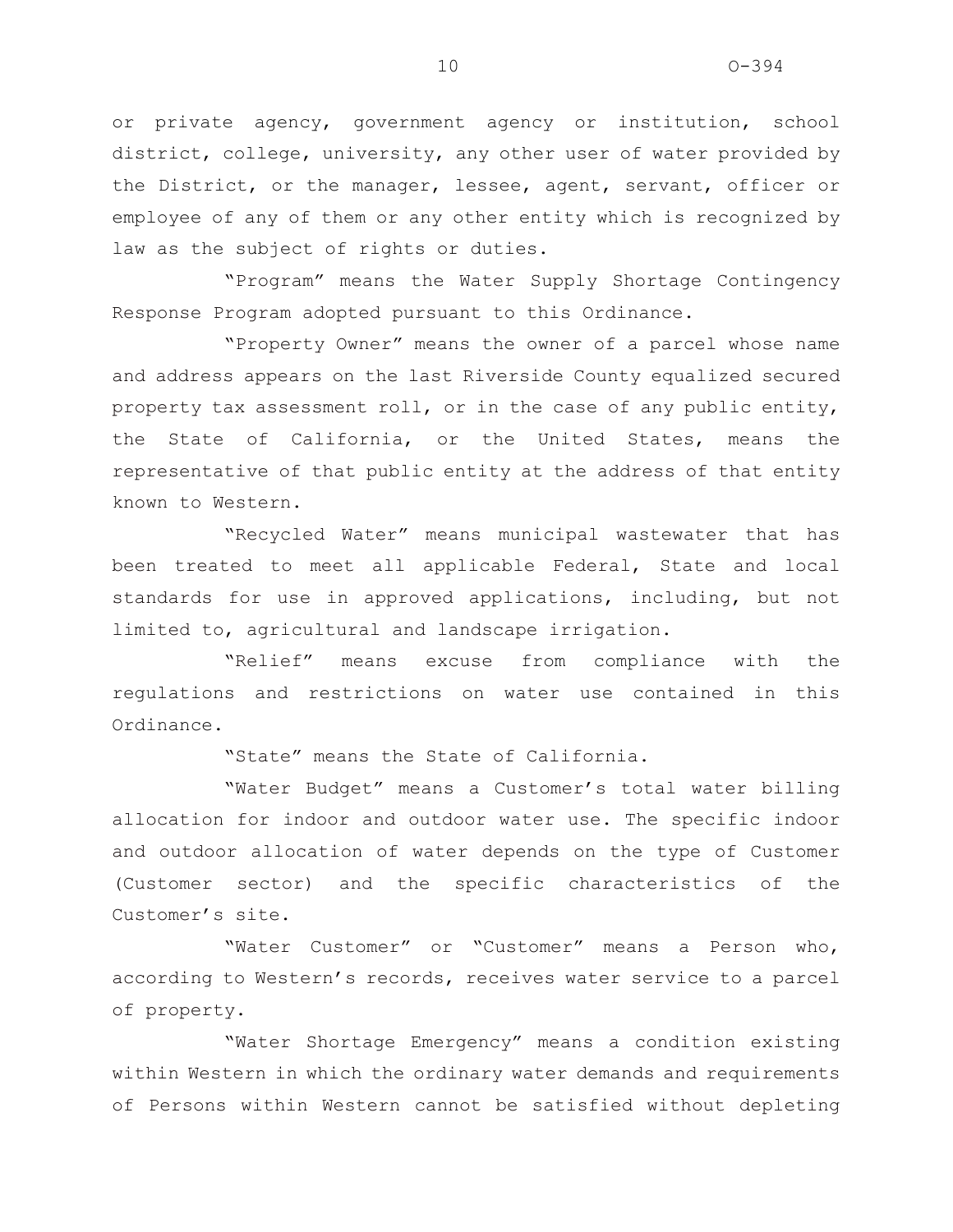or private agency, government agency or institution, school district, college, university, any other user of water provided by the District, or the manager, lessee, agent, servant, officer or employee of any of them or any other entity which is recognized by law as the subject of rights or duties.

"Program" means the Water Supply Shortage Contingency Response Program adopted pursuant to this Ordinance.

"Property Owner" means the owner of a parcel whose name and address appears on the last Riverside County equalized secured property tax assessment roll, or in the case of any public entity, the State of California, or the United States, means the representative of that public entity at the address of that entity known to Western.

"Recycled Water" means municipal wastewater that has been treated to meet all applicable Federal, State and local standards for use in approved applications, including, but not limited to, agricultural and landscape irrigation.

"Relief" means excuse from compliance with the regulations and restrictions on water use contained in this Ordinance.

"State" means the State of California.

"Water Budget" means a Customer's total water billing allocation for indoor and outdoor water use. The specific indoor and outdoor allocation of water depends on the type of Customer (Customer sector) and the specific characteristics of the Customer's site.

"Water Customer" or "Customer" means a Person who, according to Western's records, receives water service to a parcel of property.

"Water Shortage Emergency" means a condition existing within Western in which the ordinary water demands and requirements of Persons within Western cannot be satisfied without depleting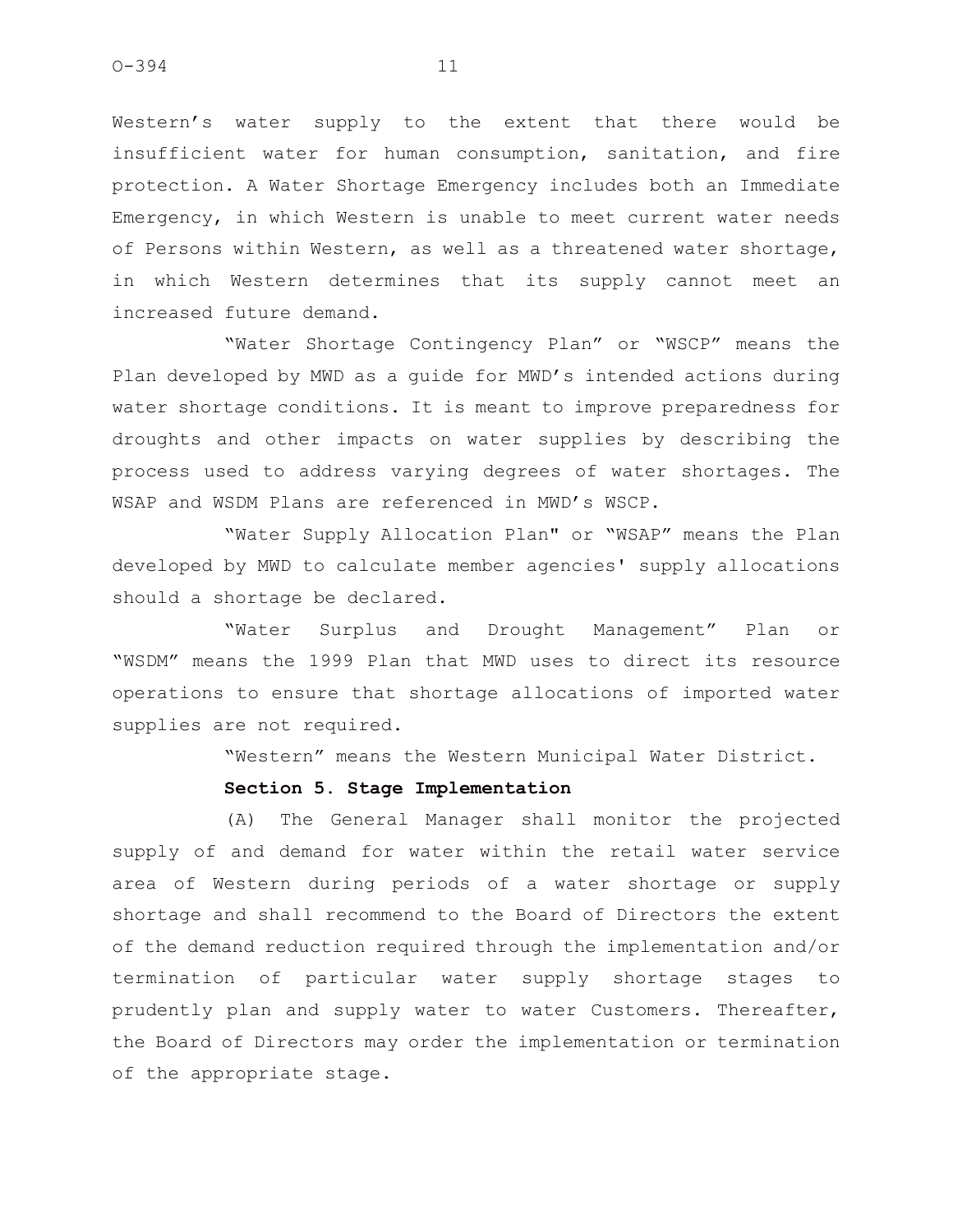Western's water supply to the extent that there would be insufficient water for human consumption, sanitation, and fire protection. A Water Shortage Emergency includes both an Immediate Emergency, in which Western is unable to meet current water needs of Persons within Western, as well as a threatened water shortage, in which Western determines that its supply cannot meet an increased future demand.

"Water Shortage Contingency Plan" or "WSCP" means the Plan developed by MWD as a guide for MWD's intended actions during water shortage conditions. It is meant to improve preparedness for droughts and other impacts on water supplies by describing the process used to address varying degrees of water shortages. The WSAP and WSDM Plans are referenced in MWD's WSCP.

"Water Supply Allocation Plan" or "WSAP" means the Plan developed by MWD to calculate member agencies' supply allocations should a shortage be declared.

"Water Surplus and Drought Management" Plan or "WSDM" means the 1999 Plan that MWD uses to direct its resource operations to ensure that shortage allocations of imported water supplies are not required.

"Western" means the Western Municipal Water District.

**Section 5. Stage Implementation**

(A) The General Manager shall monitor the projected supply of and demand for water within the retail water service area of Western during periods of a water shortage or supply shortage and shall recommend to the Board of Directors the extent of the demand reduction required through the implementation and/or termination of particular water supply shortage stages to prudently plan and supply water to water Customers. Thereafter, the Board of Directors may order the implementation or termination of the appropriate stage.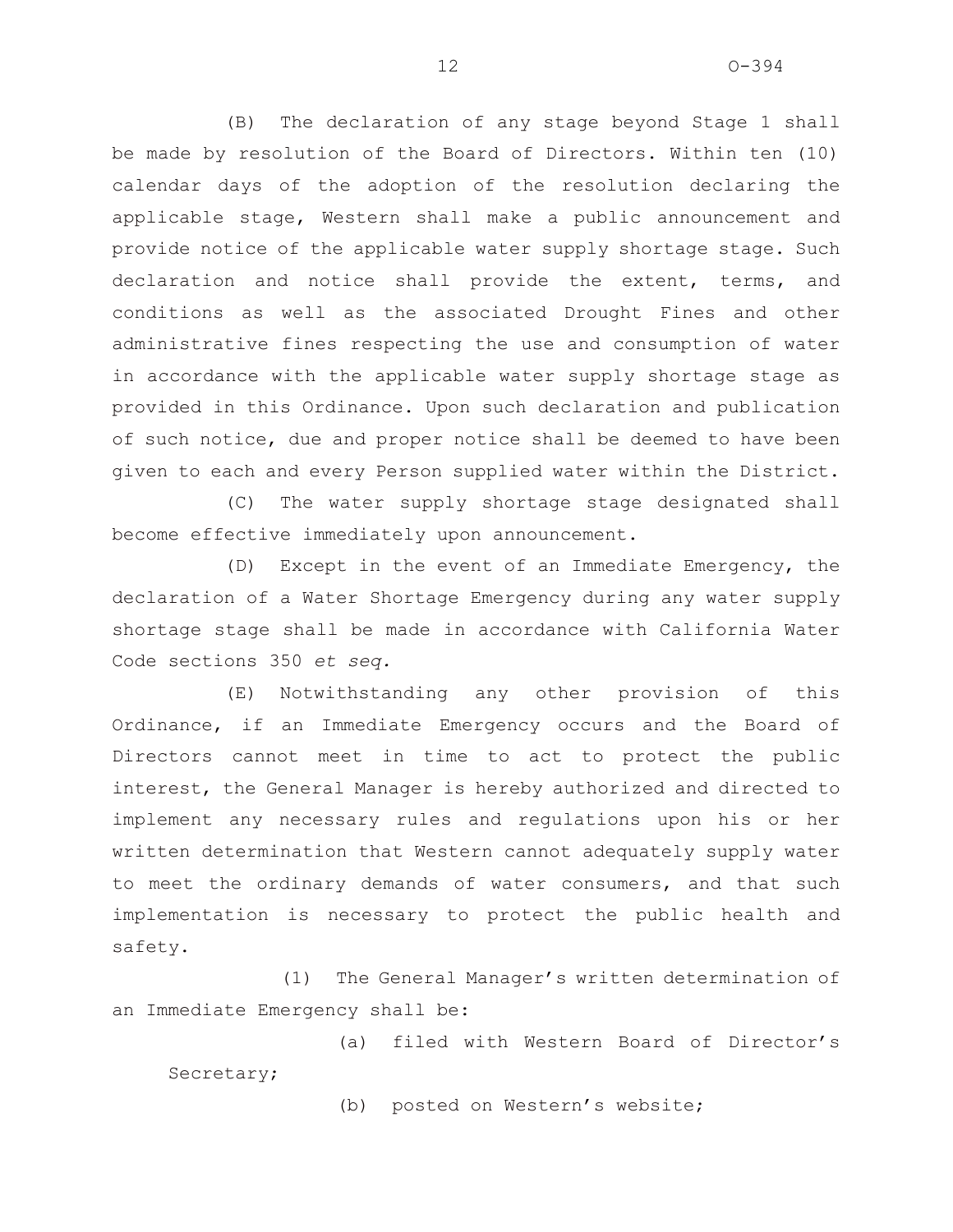(B) The declaration of any stage beyond Stage 1 shall be made by resolution of the Board of Directors. Within ten (10) calendar days of the adoption of the resolution declaring the applicable stage, Western shall make a public announcement and provide notice of the applicable water supply shortage stage. Such declaration and notice shall provide the extent, terms, and conditions as well as the associated Drought Fines and other administrative fines respecting the use and consumption of water in accordance with the applicable water supply shortage stage as provided in this Ordinance. Upon such declaration and publication of such notice, due and proper notice shall be deemed to have been given to each and every Person supplied water within the District.

(C) The water supply shortage stage designated shall become effective immediately upon announcement.

(D) Except in the event of an Immediate Emergency, the declaration of a Water Shortage Emergency during any water supply shortage stage shall be made in accordance with California Water Code sections 350 *et seq.*

(E) Notwithstanding any other provision of this Ordinance, if an Immediate Emergency occurs and the Board of Directors cannot meet in time to act to protect the public interest, the General Manager is hereby authorized and directed to implement any necessary rules and regulations upon his or her written determination that Western cannot adequately supply water to meet the ordinary demands of water consumers, and that such implementation is necessary to protect the public health and safety.

(1) The General Manager's written determination of an Immediate Emergency shall be:

(a) filed with Western Board of Director's Secretary;

(b) posted on Western's website;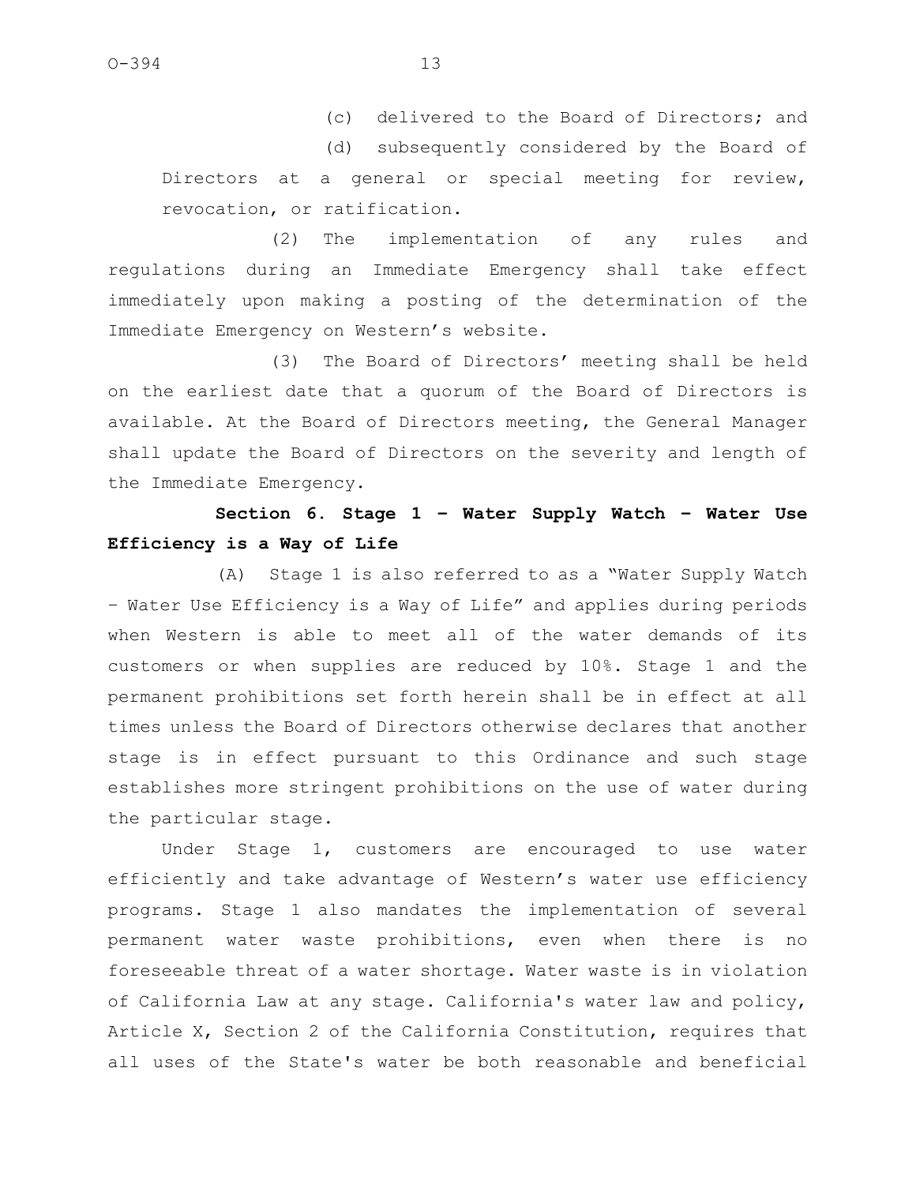(c) delivered to the Board of Directors; and

(d) subsequently considered by the Board of Directors at a general or special meeting for review, revocation, or ratification.

(2) The implementation of any rules and regulations during an Immediate Emergency shall take effect immediately upon making a posting of the determination of the Immediate Emergency on Western's website.

(3) The Board of Directors' meeting shall be held on the earliest date that a quorum of the Board of Directors is available. At the Board of Directors meeting, the General Manager shall update the Board of Directors on the severity and length of the Immediate Emergency.

**Section 6. Stage 1 – Water Supply Watch – Water Use Efficiency is a Way of Life**

(A) Stage 1 is also referred to as a "Water Supply Watch – Water Use Efficiency is a Way of Life" and applies during periods when Western is able to meet all of the water demands of its customers or when supplies are reduced by 10%. Stage 1 and the permanent prohibitions set forth herein shall be in effect at all times unless the Board of Directors otherwise declares that another stage is in effect pursuant to this Ordinance and such stage establishes more stringent prohibitions on the use of water during the particular stage.

Under Stage 1, customers are encouraged to use water efficiently and take advantage of Western's water use efficiency programs. Stage 1 also mandates the implementation of several permanent water waste prohibitions, even when there is no foreseeable threat of a water shortage. Water waste is in violation of California Law at any stage. California's water law and policy, Article X, Section 2 of the California Constitution, requires that all uses of the State's water be both reasonable and beneficial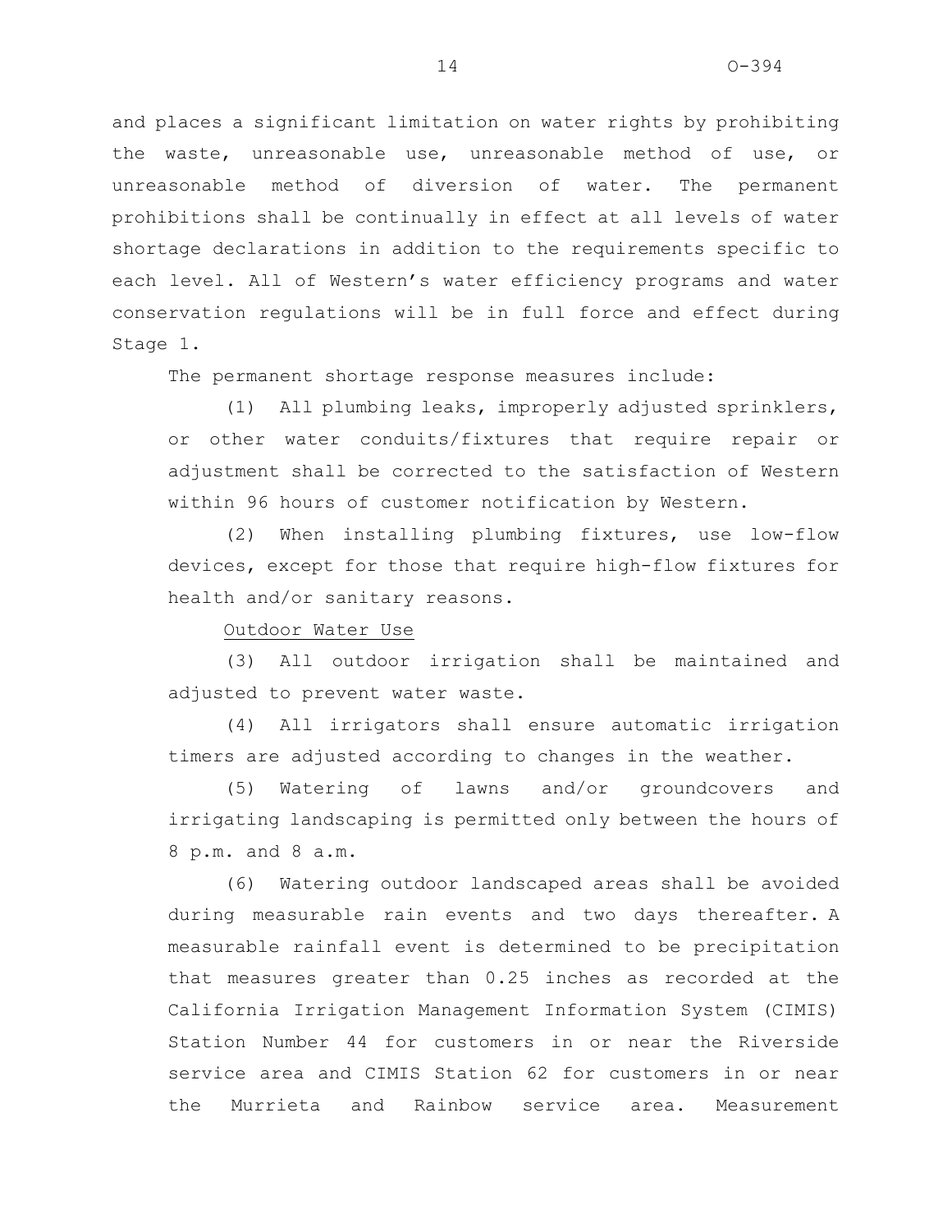and places a significant limitation on water rights by prohibiting the waste, unreasonable use, unreasonable method of use, or unreasonable method of diversion of water. The permanent prohibitions shall be continually in effect at all levels of water shortage declarations in addition to the requirements specific to each level. All of Western's water efficiency programs and water conservation regulations will be in full force and effect during Stage 1.

The permanent shortage response measures include:

(1) All plumbing leaks, improperly adjusted sprinklers, or other water conduits/fixtures that require repair or adjustment shall be corrected to the satisfaction of Western within 96 hours of customer notification by Western.

(2) When installing plumbing fixtures, use low-flow devices, except for those that require high-flow fixtures for health and/or sanitary reasons.

Outdoor Water Use

(3) All outdoor irrigation shall be maintained and adjusted to prevent water waste.

(4) All irrigators shall ensure automatic irrigation timers are adjusted according to changes in the weather.

(5) Watering of lawns and/or groundcovers and irrigating landscaping is permitted only between the hours of 8 p.m. and 8 a.m.

(6) Watering outdoor landscaped areas shall be avoided during measurable rain events and two days thereafter. A measurable rainfall event is determined to be precipitation that measures greater than 0.25 inches as recorded at the California Irrigation Management Information System (CIMIS) Station Number 44 for customers in or near the Riverside service area and CIMIS Station 62 for customers in or near the Murrieta and Rainbow service area. Measurement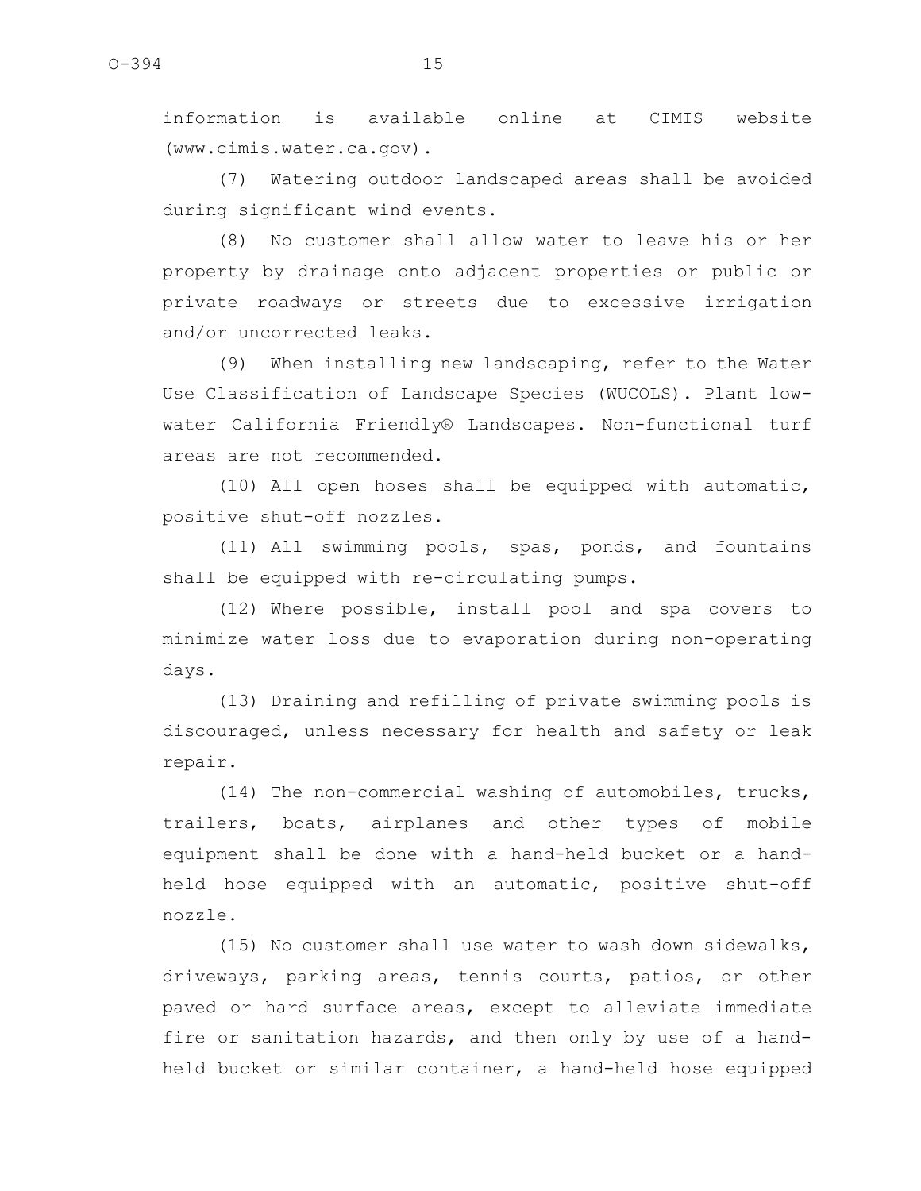information is available online at CIMIS website (www.cimis.water.ca.gov).

(7) Watering outdoor landscaped areas shall be avoided during significant wind events.

(8) No customer shall allow water to leave his or her property by drainage onto adjacent properties or public or private roadways or streets due to excessive irrigation and/or uncorrected leaks.

(9) When installing new landscaping, refer to the Water Use Classification of Landscape Species (WUCOLS). Plant low-water California Friendly® Landscapes. Non-functional turf areas are not recommended.

(10) All open hoses shall be equipped with automatic, positive shut-off nozzles.

(11) All swimming pools, spas, ponds, and fountains shall be equipped with re-circulating pumps.

(12) Where possible, install pool and spa covers to minimize water loss due to evaporation during non-operating days.

(13) Draining and refilling of private swimming pools is discouraged, unless necessary for health and safety or leak repair.

(14) The non-commercial washing of automobiles, trucks, trailers, boats, airplanes and other types of mobile equipment shall be done with a hand-held bucket or a hand-held hose equipped with an automatic, positive shut-off nozzle.

(15) No customer shall use water to wash down sidewalks, driveways, parking areas, tennis courts, patios, or other paved or hard surface areas, except to alleviate immediate fire or sanitation hazards, and then only by use of a hand-held bucket or similar container, a hand-held hose equipped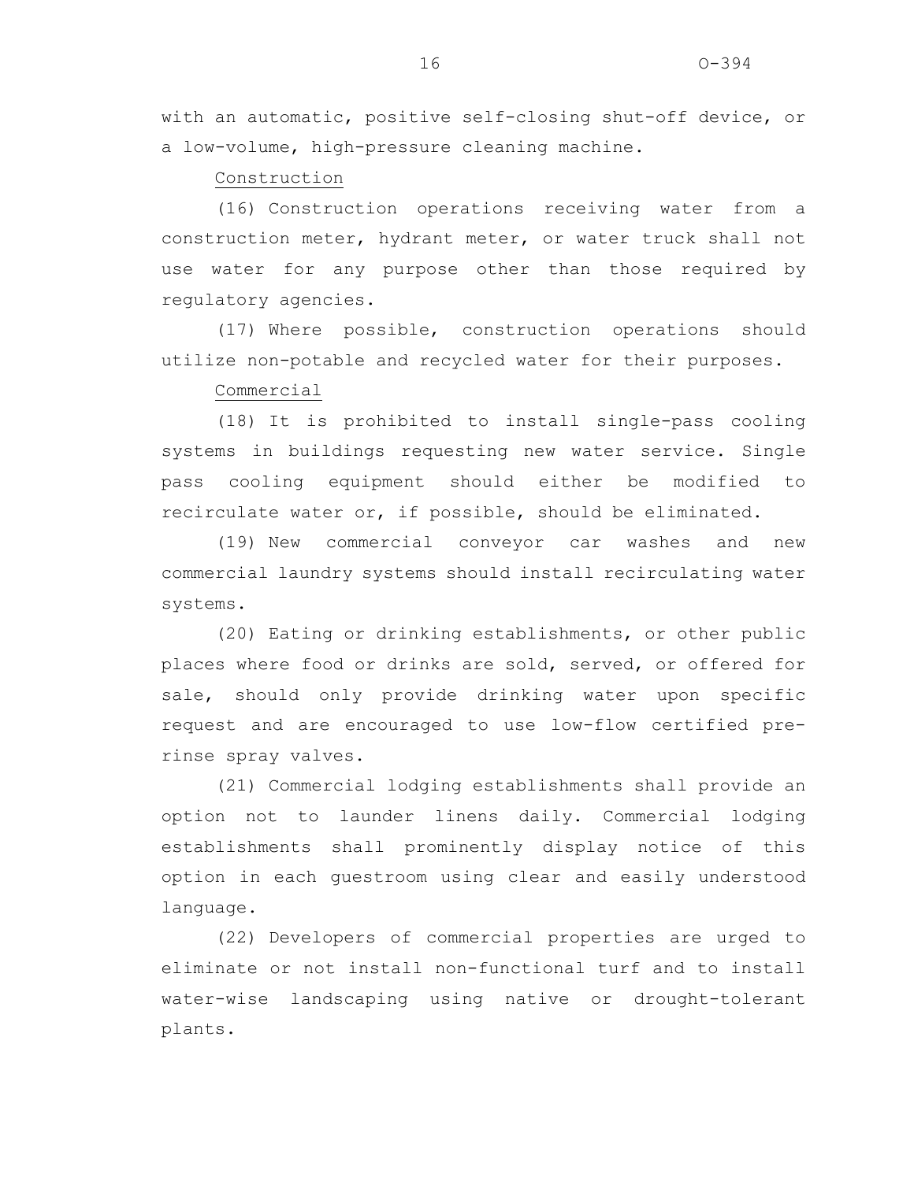with an automatic, positive self-closing shut-off device, or a low-volume, high-pressure cleaning machine.

<u>Construction</u>

(16) Construction operations receiving water from a construction meter, hydrant meter, or water truck shall not use water for any purpose other than those required by regulatory agencies.

(17) Where possible, construction operations should utilize non-potable and recycled water for their purposes.

<u>Commercial</u>

(18) It is prohibited to install single-pass cooling systems in buildings requesting new water service. Single pass cooling equipment should either be modified to recirculate water or, if possible, should be eliminated.

(19) New commercial conveyor car washes and new commercial laundry systems should install recirculating water systems.

(20) Eating or drinking establishments, or other public places where food or drinks are sold, served, or offered for sale, should only provide drinking water upon specific request and are encouraged to use low-flow certified pre-rinse spray valves.

(21) Commercial lodging establishments shall provide an option not to launder linens daily. Commercial lodging establishments shall prominently display notice of this option in each guestroom using clear and easily understood language.

(22) Developers of commercial properties are urged to eliminate or not install non-functional turf and to install water-wise landscaping using native or drought-tolerant plants.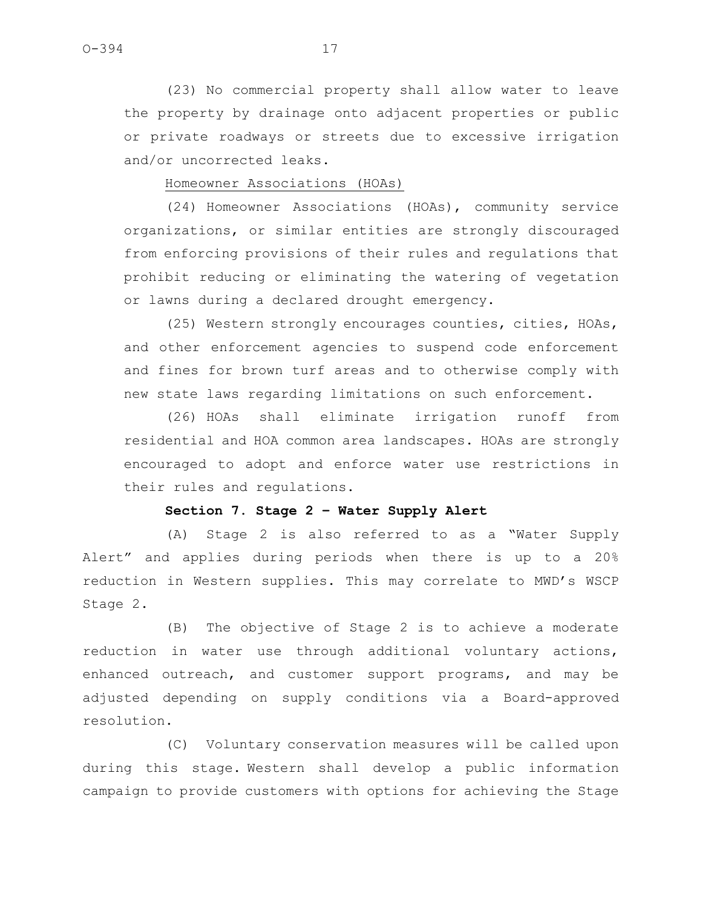(23) No commercial property shall allow water to leave the property by drainage onto adjacent properties or public or private roadways or streets due to excessive irrigation and/or uncorrected leaks.

Homeowner Associations (HOAs)

(24) Homeowner Associations (HOAs), community service organizations, or similar entities are strongly discouraged from enforcing provisions of their rules and regulations that prohibit reducing or eliminating the watering of vegetation or lawns during a declared drought emergency.

(25) Western strongly encourages counties, cities, HOAs, and other enforcement agencies to suspend code enforcement and fines for brown turf areas and to otherwise comply with new state laws regarding limitations on such enforcement.

(26) HOAs shall eliminate irrigation runoff from residential and HOA common area landscapes. HOAs are strongly encouraged to adopt and enforce water use restrictions in their rules and regulations.

**Section 7. Stage 2 – Water Supply Alert**

(A) Stage 2 is also referred to as a "Water Supply Alert" and applies during periods when there is up to a 20% reduction in Western supplies. This may correlate to MWD's WSCP Stage 2.

(B) The objective of Stage 2 is to achieve a moderate reduction in water use through additional voluntary actions, enhanced outreach, and customer support programs, and may be adjusted depending on supply conditions via a Board-approved resolution.

(C) Voluntary conservation measures will be called upon during this stage. Western shall develop a public information campaign to provide customers with options for achieving the Stage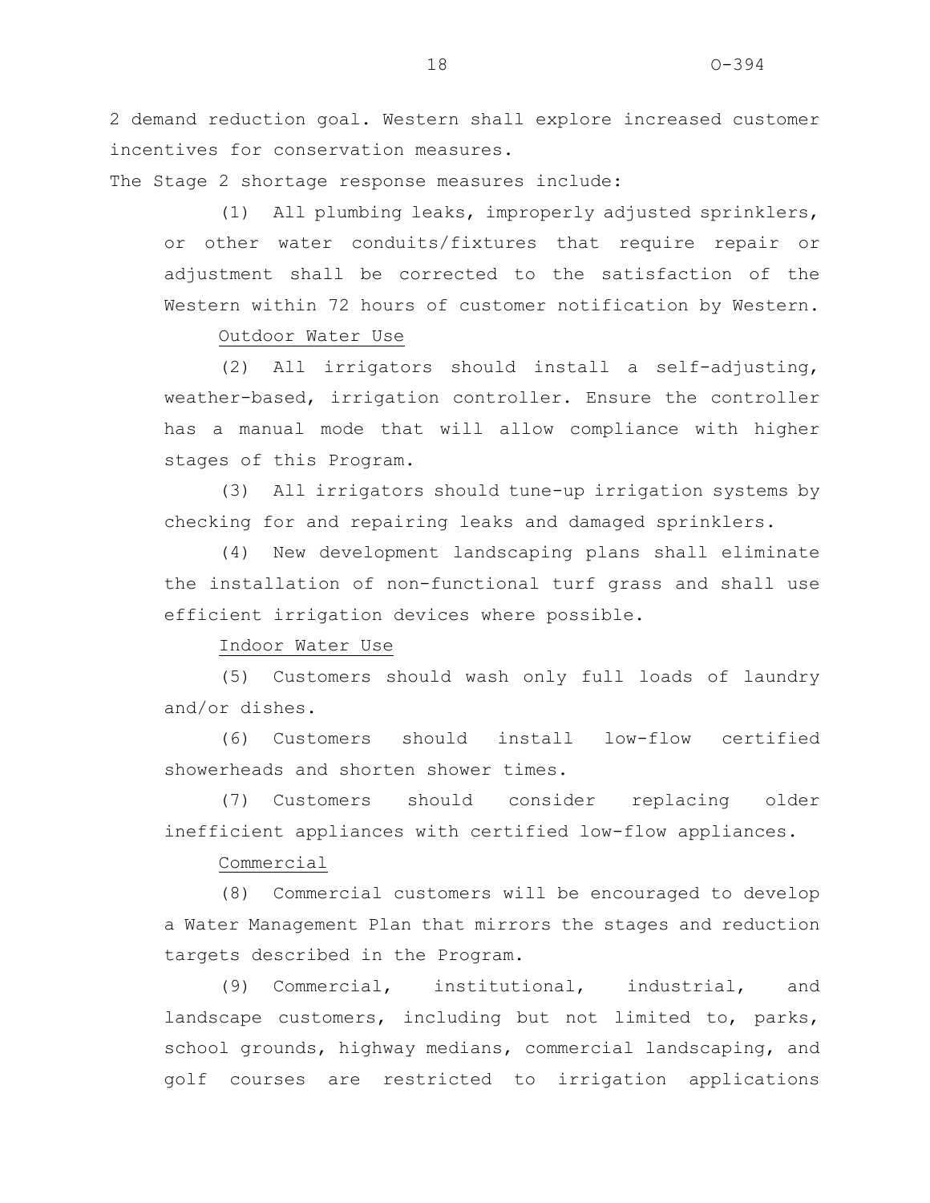2 demand reduction goal. Western shall explore increased customer incentives for conservation measures.

The Stage 2 shortage response measures include:

(1) All plumbing leaks, improperly adjusted sprinklers, or other water conduits/fixtures that require repair or adjustment shall be corrected to the satisfaction of the Western within 72 hours of customer notification by Western.

Outdoor Water Use

(2) All irrigators should install a self-adjusting, weather-based, irrigation controller. Ensure the controller has a manual mode that will allow compliance with higher stages of this Program.

(3) All irrigators should tune-up irrigation systems by checking for and repairing leaks and damaged sprinklers.

(4) New development landscaping plans shall eliminate the installation of non-functional turf grass and shall use efficient irrigation devices where possible.

Indoor Water Use

(5) Customers should wash only full loads of laundry and/or dishes.

(6) Customers should install low-flow certified showerheads and shorten shower times.

(7) Customers should consider replacing older inefficient appliances with certified low-flow appliances.

Commercial

(8) Commercial customers will be encouraged to develop a Water Management Plan that mirrors the stages and reduction targets described in the Program.

(9) Commercial, institutional, industrial, and landscape customers, including but not limited to, parks, school grounds, highway medians, commercial landscaping, and golf courses are restricted to irrigation applications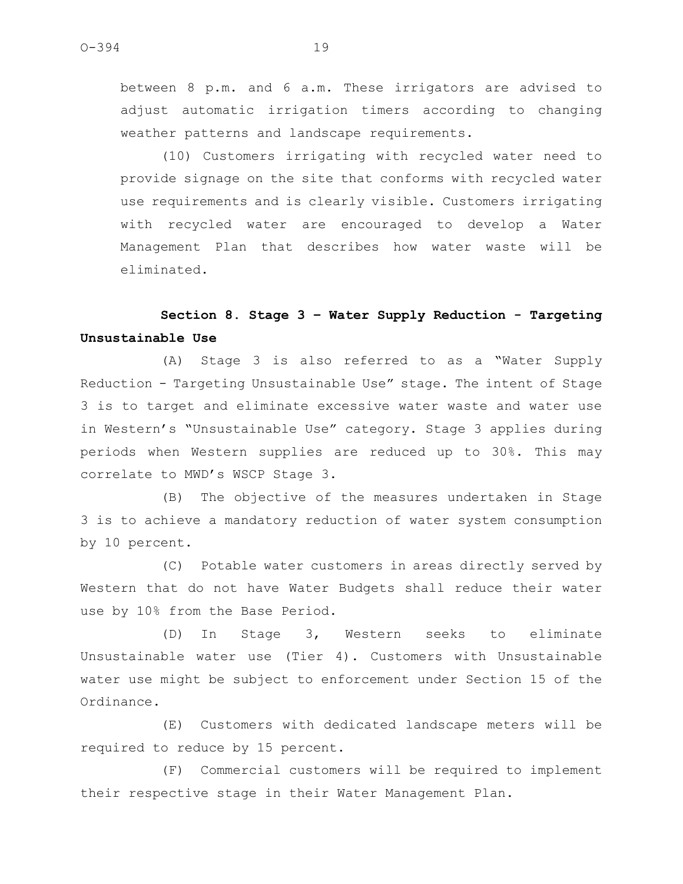between 8 p.m. and 6 a.m. These irrigators are advised to adjust automatic irrigation timers according to changing weather patterns and landscape requirements.

(10) Customers irrigating with recycled water need to provide signage on the site that conforms with recycled water use requirements and is clearly visible. Customers irrigating with recycled water are encouraged to develop a Water Management Plan that describes how water waste will be eliminated.

**Section 8. Stage 3 – Water Supply Reduction - Targeting Unsustainable Use**

(A) Stage 3 is also referred to as a "Water Supply Reduction - Targeting Unsustainable Use" stage. The intent of Stage 3 is to target and eliminate excessive water waste and water use in Western's "Unsustainable Use" category. Stage 3 applies during periods when Western supplies are reduced up to 30%. This may correlate to MWD's WSCP Stage 3.

(B) The objective of the measures undertaken in Stage 3 is to achieve a mandatory reduction of water system consumption by 10 percent.

(C) Potable water customers in areas directly served by Western that do not have Water Budgets shall reduce their water use by 10% from the Base Period.

(D) In Stage 3, Western seeks to eliminate Unsustainable water use (Tier 4). Customers with Unsustainable water use might be subject to enforcement under Section 15 of the Ordinance.

(E) Customers with dedicated landscape meters will be required to reduce by 15 percent.

(F) Commercial customers will be required to implement their respective stage in their Water Management Plan.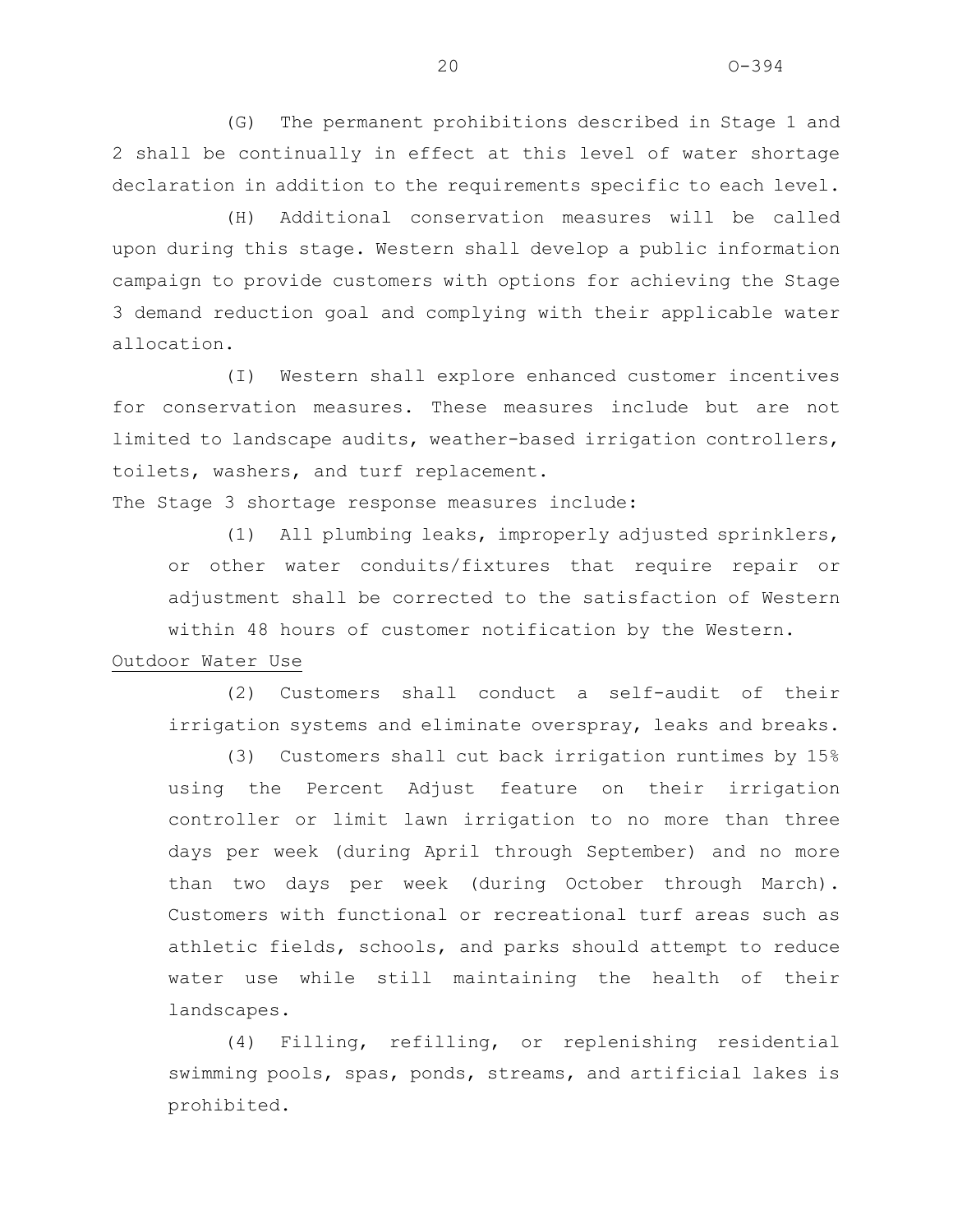(G) The permanent prohibitions described in Stage 1 and 2 shall be continually in effect at this level of water shortage declaration in addition to the requirements specific to each level.

(H) Additional conservation measures will be called upon during this stage. Western shall develop a public information campaign to provide customers with options for achieving the Stage 3 demand reduction goal and complying with their applicable water allocation.

(I) Western shall explore enhanced customer incentives for conservation measures. These measures include but are not limited to landscape audits, weather-based irrigation controllers, toilets, washers, and turf replacement.

The Stage 3 shortage response measures include:

(1) All plumbing leaks, improperly adjusted sprinklers, or other water conduits/fixtures that require repair or adjustment shall be corrected to the satisfaction of Western within 48 hours of customer notification by the Western.

<u>Outdoor Water Use</u>

(2) Customers shall conduct a self-audit of their irrigation systems and eliminate overspray, leaks and breaks.

(3) Customers shall cut back irrigation runtimes by 15% using the Percent Adjust feature on their irrigation controller or limit lawn irrigation to no more than three days per week (during April through September) and no more than two days per week (during October through March). Customers with functional or recreational turf areas such as athletic fields, schools, and parks should attempt to reduce water use while still maintaining the health of their landscapes.

(4) Filling, refilling, or replenishing residential swimming pools, spas, ponds, streams, and artificial lakes is prohibited.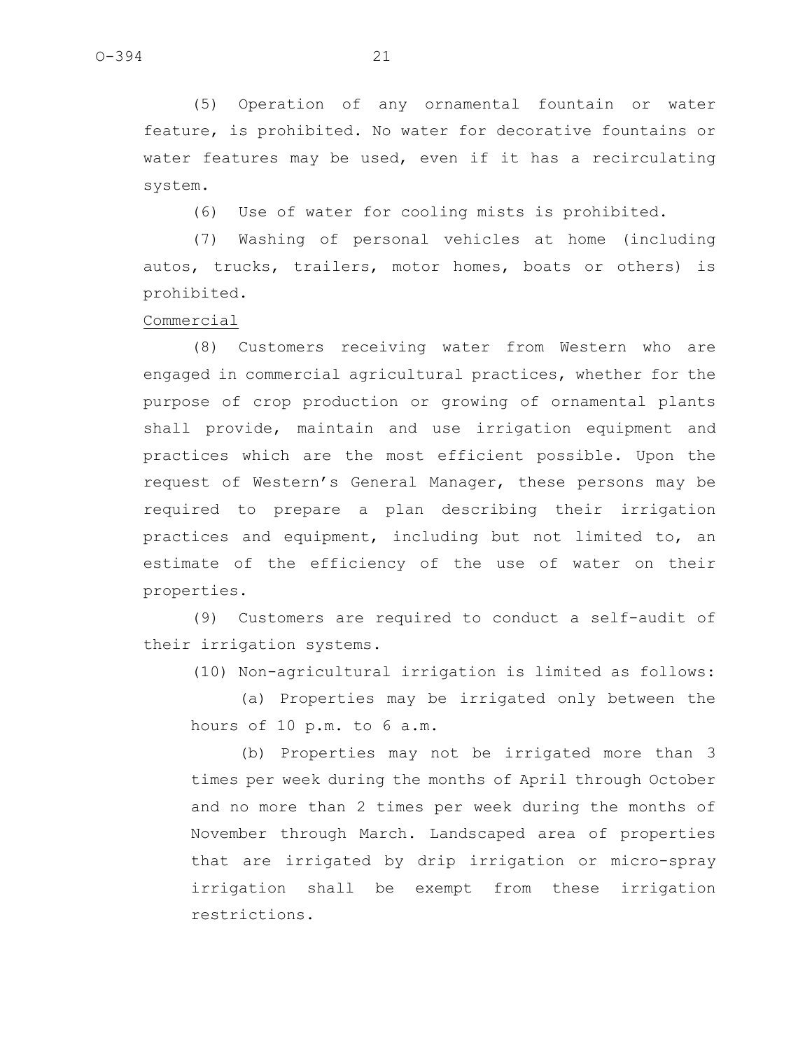(5) Operation of any ornamental fountain or water feature, is prohibited. No water for decorative fountains or water features may be used, even if it has a recirculating system.

(6) Use of water for cooling mists is prohibited.

(7) Washing of personal vehicles at home (including autos, trucks, trailers, motor homes, boats or others) is prohibited.

<u>Commercial</u>

(8) Customers receiving water from Western who are engaged in commercial agricultural practices, whether for the purpose of crop production or growing of ornamental plants shall provide, maintain and use irrigation equipment and practices which are the most efficient possible. Upon the request of Western's General Manager, these persons may be required to prepare a plan describing their irrigation practices and equipment, including but not limited to, an estimate of the efficiency of the use of water on their properties.

(9) Customers are required to conduct a self-audit of their irrigation systems.

(10) Non-agricultural irrigation is limited as follows:

(a) Properties may be irrigated only between the hours of 10 p.m. to 6 a.m.

(b) Properties may not be irrigated more than 3 times per week during the months of April through October and no more than 2 times per week during the months of November through March. Landscaped area of properties that are irrigated by drip irrigation or micro-spray irrigation shall be exempt from these irrigation restrictions.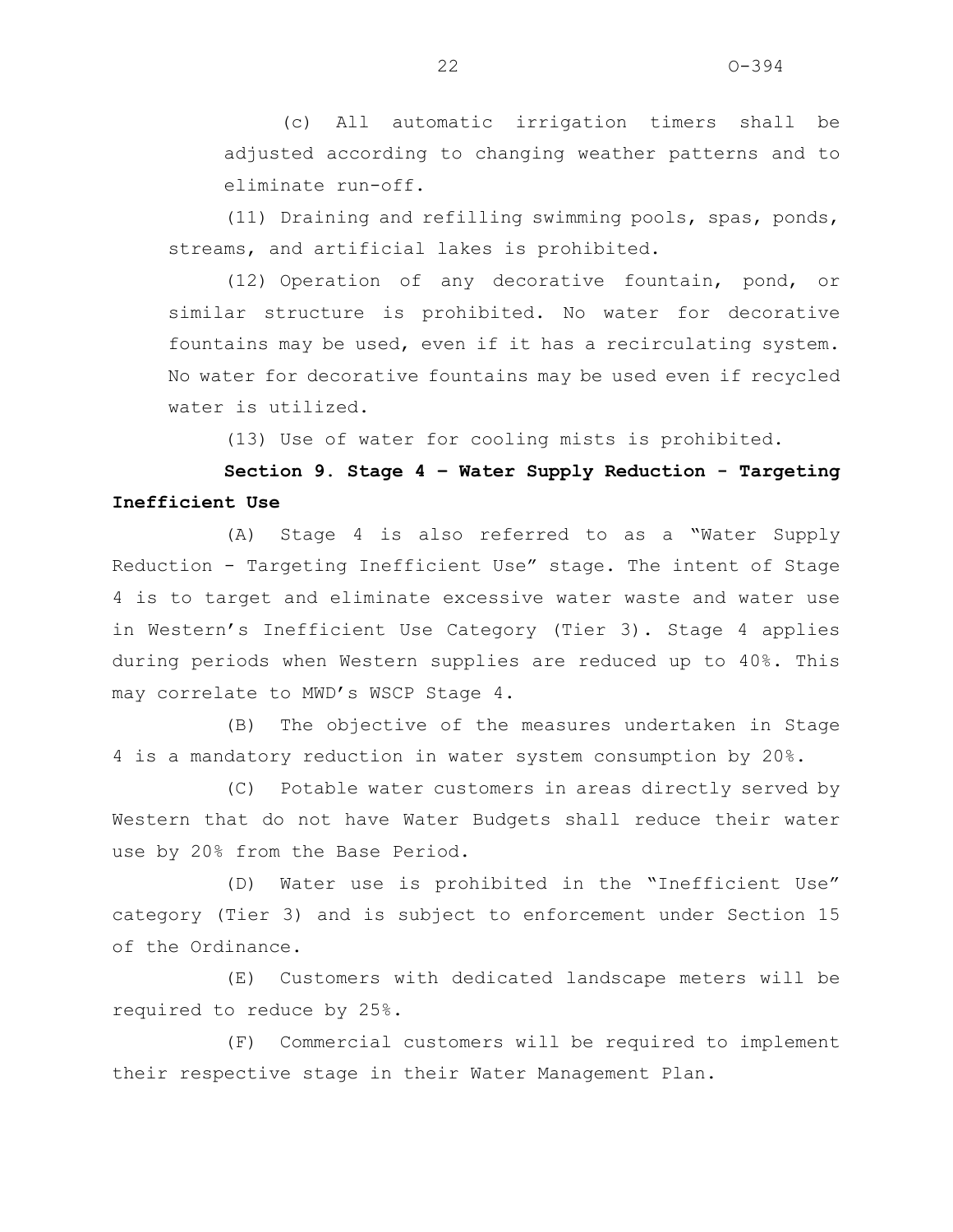(c) All automatic irrigation timers shall be adjusted according to changing weather patterns and to eliminate run-off.

(11) Draining and refilling swimming pools, spas, ponds, streams, and artificial lakes is prohibited.

(12) Operation of any decorative fountain, pond, or similar structure is prohibited. No water for decorative fountains may be used, even if it has a recirculating system. No water for decorative fountains may be used even if recycled water is utilized.

(13) Use of water for cooling mists is prohibited.

**Section 9. Stage 4 – Water Supply Reduction - Targeting Inefficient Use**

(A) Stage 4 is also referred to as a "Water Supply Reduction - Targeting Inefficient Use" stage. The intent of Stage 4 is to target and eliminate excessive water waste and water use in Western's Inefficient Use Category (Tier 3). Stage 4 applies during periods when Western supplies are reduced up to 40%. This may correlate to MWD's WSCP Stage 4.

(B) The objective of the measures undertaken in Stage 4 is a mandatory reduction in water system consumption by 20%.

(C) Potable water customers in areas directly served by Western that do not have Water Budgets shall reduce their water use by 20% from the Base Period.

(D) Water use is prohibited in the "Inefficient Use" category (Tier 3) and is subject to enforcement under Section 15 of the Ordinance.

(E) Customers with dedicated landscape meters will be required to reduce by 25%.

(F) Commercial customers will be required to implement their respective stage in their Water Management Plan.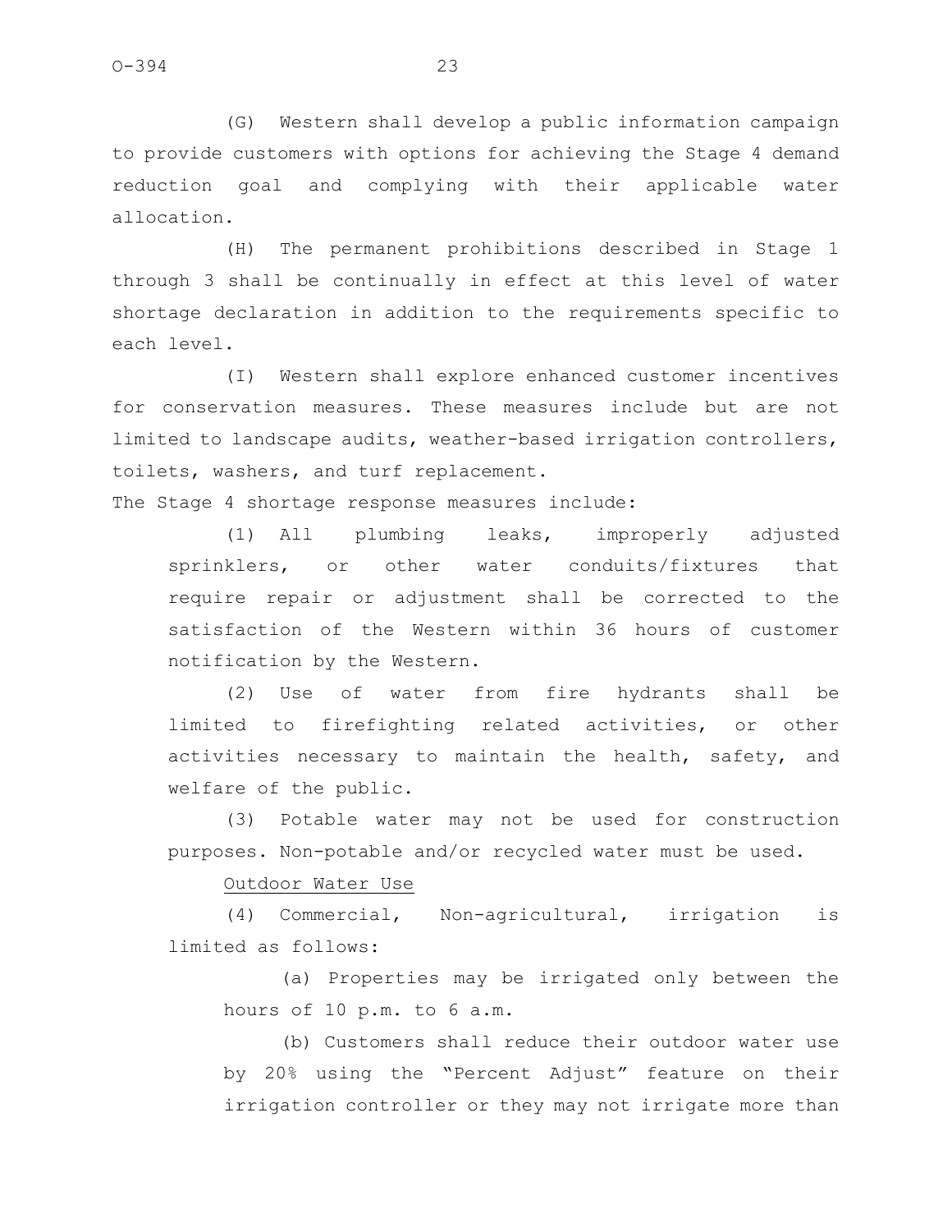(G) Western shall develop a public information campaign to provide customers with options for achieving the Stage 4 demand reduction goal and complying with their applicable water allocation.

(H) The permanent prohibitions described in Stage 1 through 3 shall be continually in effect at this level of water shortage declaration in addition to the requirements specific to each level.

(I) Western shall explore enhanced customer incentives for conservation measures. These measures include but are not limited to landscape audits, weather-based irrigation controllers, toilets, washers, and turf replacement.

The Stage 4 shortage response measures include:

(1) All plumbing leaks, improperly adjusted sprinklers, or other water conduits/fixtures that require repair or adjustment shall be corrected to the satisfaction of the Western within 36 hours of customer notification by the Western.

(2) Use of water from fire hydrants shall be limited to firefighting related activities, or other activities necessary to maintain the health, safety, and welfare of the public.

(3) Potable water may not be used for construction purposes. Non-potable and/or recycled water must be used.

<u>Outdoor Water Use</u>

(4) Commercial, Non-agricultural, irrigation is limited as follows:

(a) Properties may be irrigated only between the hours of 10 p.m. to 6 a.m.

(b) Customers shall reduce their outdoor water use by 20% using the "Percent Adjust" feature on their irrigation controller or they may not irrigate more than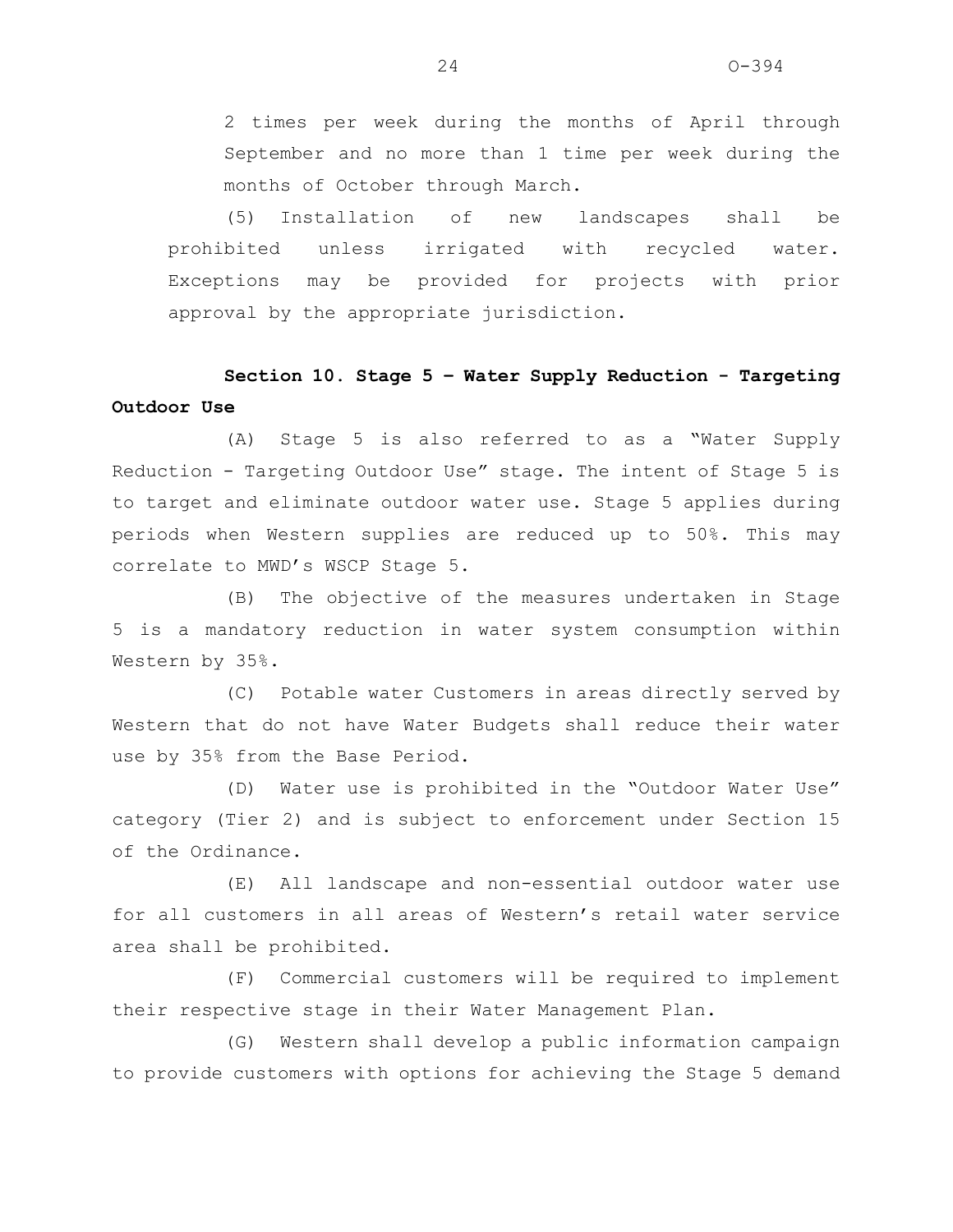2 times per week during the months of April through September and no more than 1 time per week during the months of October through March.

(5) Installation of new landscapes shall be prohibited unless irrigated with recycled water. Exceptions may be provided for projects with prior approval by the appropriate jurisdiction.

**Section 10. Stage 5 – Water Supply Reduction - Targeting Outdoor Use**

(A) Stage 5 is also referred to as a "Water Supply Reduction - Targeting Outdoor Use" stage. The intent of Stage 5 is to target and eliminate outdoor water use. Stage 5 applies during periods when Western supplies are reduced up to 50%. This may correlate to MWD's WSCP Stage 5.

(B) The objective of the measures undertaken in Stage 5 is a mandatory reduction in water system consumption within Western by 35%.

(C) Potable water Customers in areas directly served by Western that do not have Water Budgets shall reduce their water use by 35% from the Base Period.

(D) Water use is prohibited in the "Outdoor Water Use" category (Tier 2) and is subject to enforcement under Section 15 of the Ordinance.

(E) All landscape and non-essential outdoor water use for all customers in all areas of Western's retail water service area shall be prohibited.

(F) Commercial customers will be required to implement their respective stage in their Water Management Plan.

(G) Western shall develop a public information campaign to provide customers with options for achieving the Stage 5 demand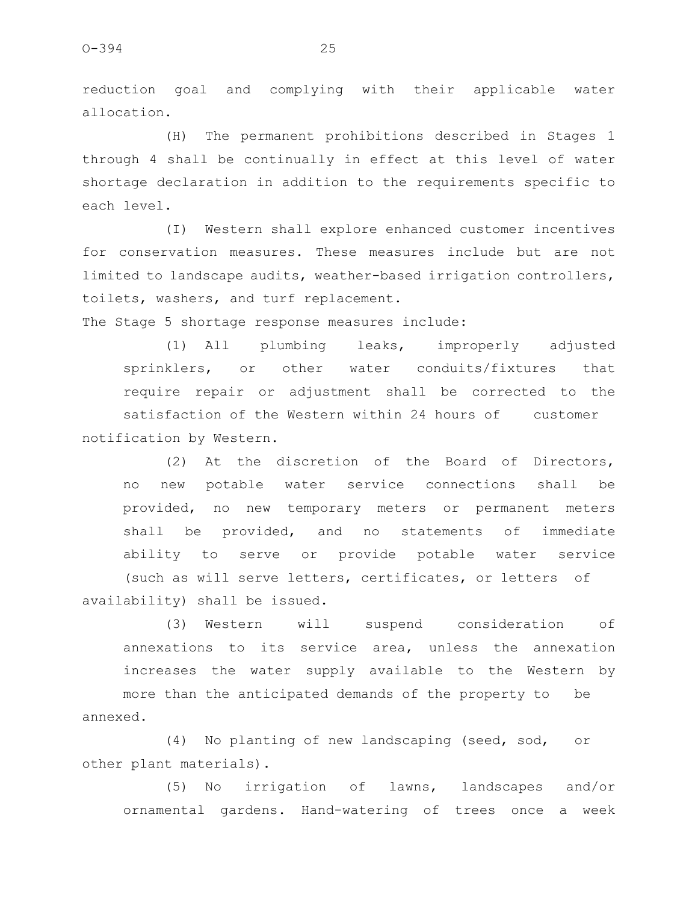reduction goal and complying with their applicable water allocation.

(H) The permanent prohibitions described in Stages 1 through 4 shall be continually in effect at this level of water shortage declaration in addition to the requirements specific to each level.

(I) Western shall explore enhanced customer incentives for conservation measures. These measures include but are not limited to landscape audits, weather-based irrigation controllers, toilets, washers, and turf replacement.

The Stage 5 shortage response measures include:

(1) All plumbing leaks, improperly adjusted sprinklers, or other water conduits/fixtures that require repair or adjustment shall be corrected to the satisfaction of the Western within 24 hours of customer notification by Western.

(2) At the discretion of the Board of Directors, no new potable water service connections shall be provided, no new temporary meters or permanent meters shall be provided, and no statements of immediate ability to serve or provide potable water service (such as will serve letters, certificates, or letters of availability) shall be issued.

(3) Western will suspend consideration of annexations to its service area, unless the annexation increases the water supply available to the Western by more than the anticipated demands of the property to be annexed.

(4) No planting of new landscaping (seed, sod, or other plant materials).

(5) No irrigation of lawns, landscapes and/or ornamental gardens. Hand-watering of trees once a week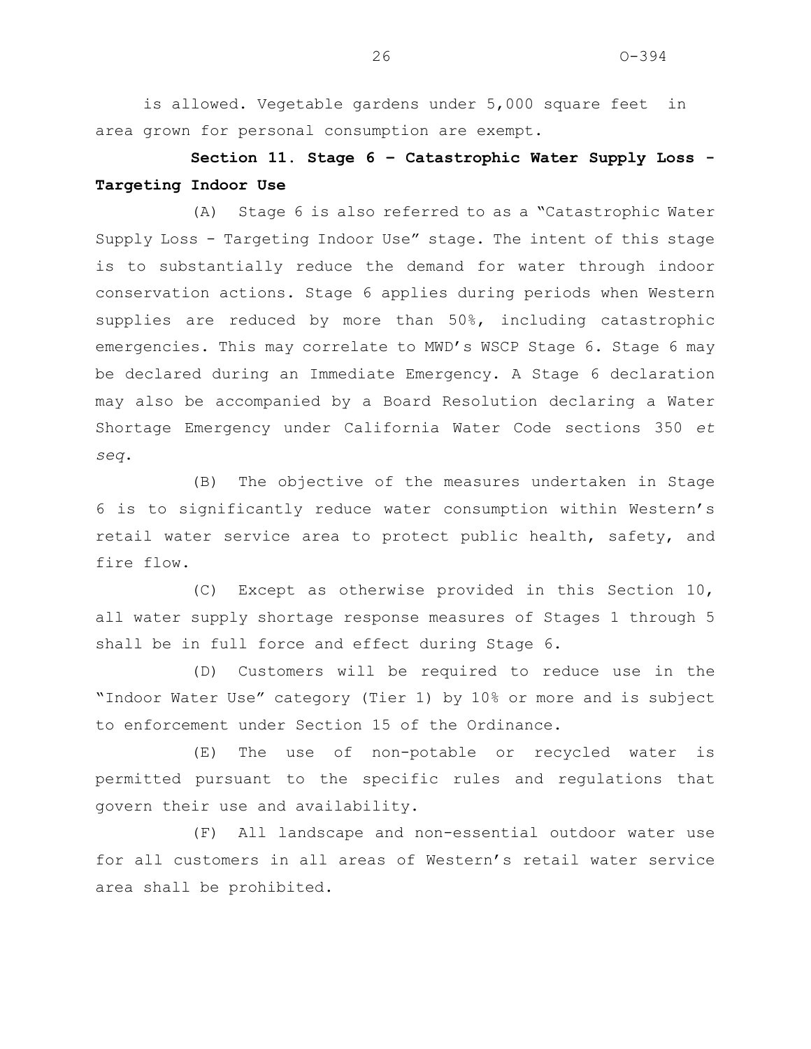is allowed. Vegetable gardens under 5,000 square feet in area grown for personal consumption are exempt.

**Section 11. Stage 6 – Catastrophic Water Supply Loss - Targeting Indoor Use**

(A) Stage 6 is also referred to as a "Catastrophic Water Supply Loss - Targeting Indoor Use" stage. The intent of this stage is to substantially reduce the demand for water through indoor conservation actions. Stage 6 applies during periods when Western supplies are reduced by more than 50%, including catastrophic emergencies. This may correlate to MWD's WSCP Stage 6. Stage 6 may be declared during an Immediate Emergency. A Stage 6 declaration may also be accompanied by a Board Resolution declaring a Water Shortage Emergency under California Water Code sections 350 *et seq*.

(B) The objective of the measures undertaken in Stage 6 is to significantly reduce water consumption within Western's retail water service area to protect public health, safety, and fire flow.

(C) Except as otherwise provided in this Section 10, all water supply shortage response measures of Stages 1 through 5 shall be in full force and effect during Stage 6.

(D) Customers will be required to reduce use in the "Indoor Water Use" category (Tier 1) by 10% or more and is subject to enforcement under Section 15 of the Ordinance.

(E) The use of non-potable or recycled water is permitted pursuant to the specific rules and regulations that govern their use and availability.

(F) All landscape and non-essential outdoor water use for all customers in all areas of Western's retail water service area shall be prohibited.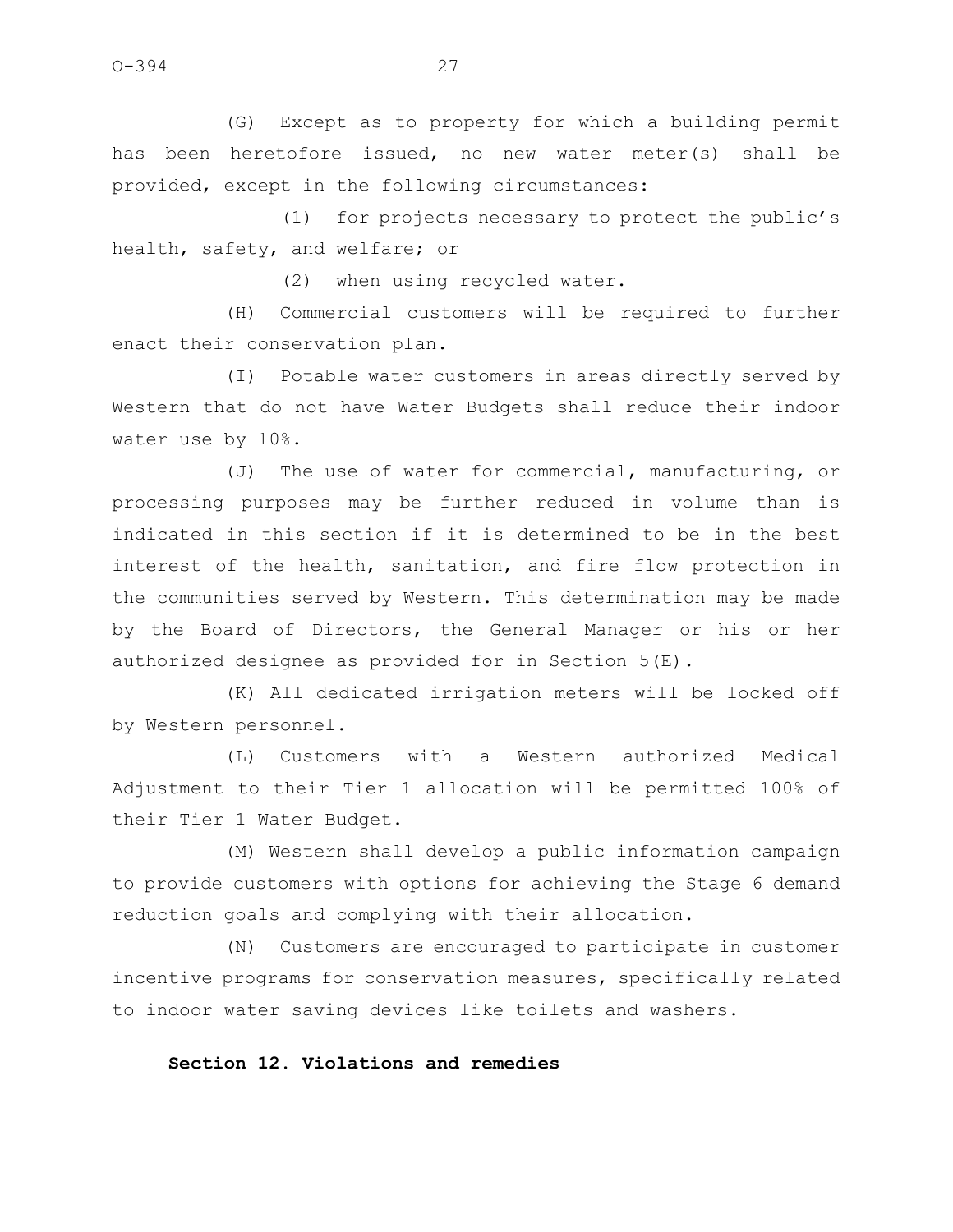(G) Except as to property for which a building permit has been heretofore issued, no new water meter(s) shall be provided, except in the following circumstances:

(1) for projects necessary to protect the public's health, safety, and welfare; or

(2) when using recycled water.

(H) Commercial customers will be required to further enact their conservation plan.

(I) Potable water customers in areas directly served by Western that do not have Water Budgets shall reduce their indoor water use by 10%.

(J) The use of water for commercial, manufacturing, or processing purposes may be further reduced in volume than is indicated in this section if it is determined to be in the best interest of the health, sanitation, and fire flow protection in the communities served by Western. This determination may be made by the Board of Directors, the General Manager or his or her authorized designee as provided for in Section 5(E).

(K) All dedicated irrigation meters will be locked off by Western personnel.

(L) Customers with a Western authorized Medical Adjustment to their Tier 1 allocation will be permitted 100% of their Tier 1 Water Budget.

(M) Western shall develop a public information campaign to provide customers with options for achieving the Stage 6 demand reduction goals and complying with their allocation.

(N) Customers are encouraged to participate in customer incentive programs for conservation measures, specifically related to indoor water saving devices like toilets and washers.

**Section 12. Violations and remedies**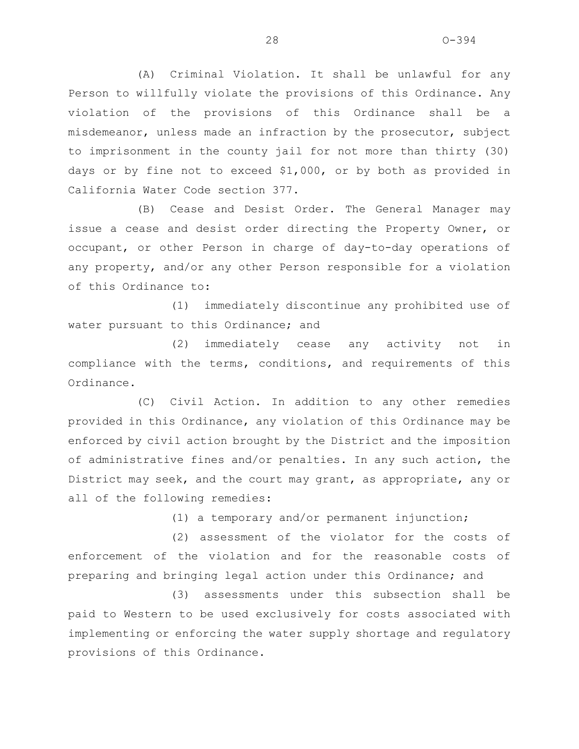(A) Criminal Violation. It shall be unlawful for any Person to willfully violate the provisions of this Ordinance. Any violation of the provisions of this Ordinance shall be a misdemeanor, unless made an infraction by the prosecutor, subject to imprisonment in the county jail for not more than thirty (30) days or by fine not to exceed $1,000, or by both as provided in California Water Code section 377.

(B) Cease and Desist Order. The General Manager may issue a cease and desist order directing the Property Owner, or occupant, or other Person in charge of day-to-day operations of any property, and/or any other Person responsible for a violation of this Ordinance to:

(1) immediately discontinue any prohibited use of water pursuant to this Ordinance; and

(2) immediately cease any activity not in compliance with the terms, conditions, and requirements of this Ordinance.

(C) Civil Action. In addition to any other remedies provided in this Ordinance, any violation of this Ordinance may be enforced by civil action brought by the District and the imposition of administrative fines and/or penalties. In any such action, the District may seek, and the court may grant, as appropriate, any or all of the following remedies:

(1) a temporary and/or permanent injunction;

(2) assessment of the violator for the costs of enforcement of the violation and for the reasonable costs of preparing and bringing legal action under this Ordinance; and

(3) assessments under this subsection shall be paid to Western to be used exclusively for costs associated with implementing or enforcing the water supply shortage and regulatory provisions of this Ordinance.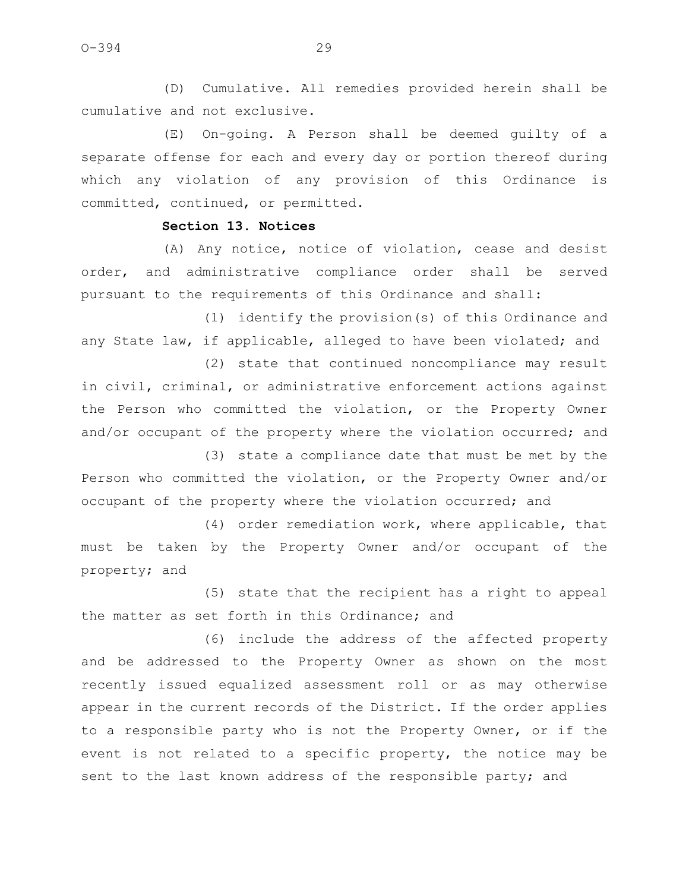(D) Cumulative. All remedies provided herein shall be cumulative and not exclusive.

(E) On-going. A Person shall be deemed guilty of a separate offense for each and every day or portion thereof during which any violation of any provision of this Ordinance is committed, continued, or permitted.

**Section 13. Notices**

(A) Any notice, notice of violation, cease and desist order, and administrative compliance order shall be served pursuant to the requirements of this Ordinance and shall:

(1) identify the provision(s) of this Ordinance and any State law, if applicable, alleged to have been violated; and

(2) state that continued noncompliance may result in civil, criminal, or administrative enforcement actions against the Person who committed the violation, or the Property Owner and/or occupant of the property where the violation occurred; and

(3) state a compliance date that must be met by the Person who committed the violation, or the Property Owner and/or occupant of the property where the violation occurred; and

(4) order remediation work, where applicable, that must be taken by the Property Owner and/or occupant of the property; and

(5) state that the recipient has a right to appeal the matter as set forth in this Ordinance; and

(6) include the address of the affected property and be addressed to the Property Owner as shown on the most recently issued equalized assessment roll or as may otherwise appear in the current records of the District. If the order applies to a responsible party who is not the Property Owner, or if the event is not related to a specific property, the notice may be sent to the last known address of the responsible party; and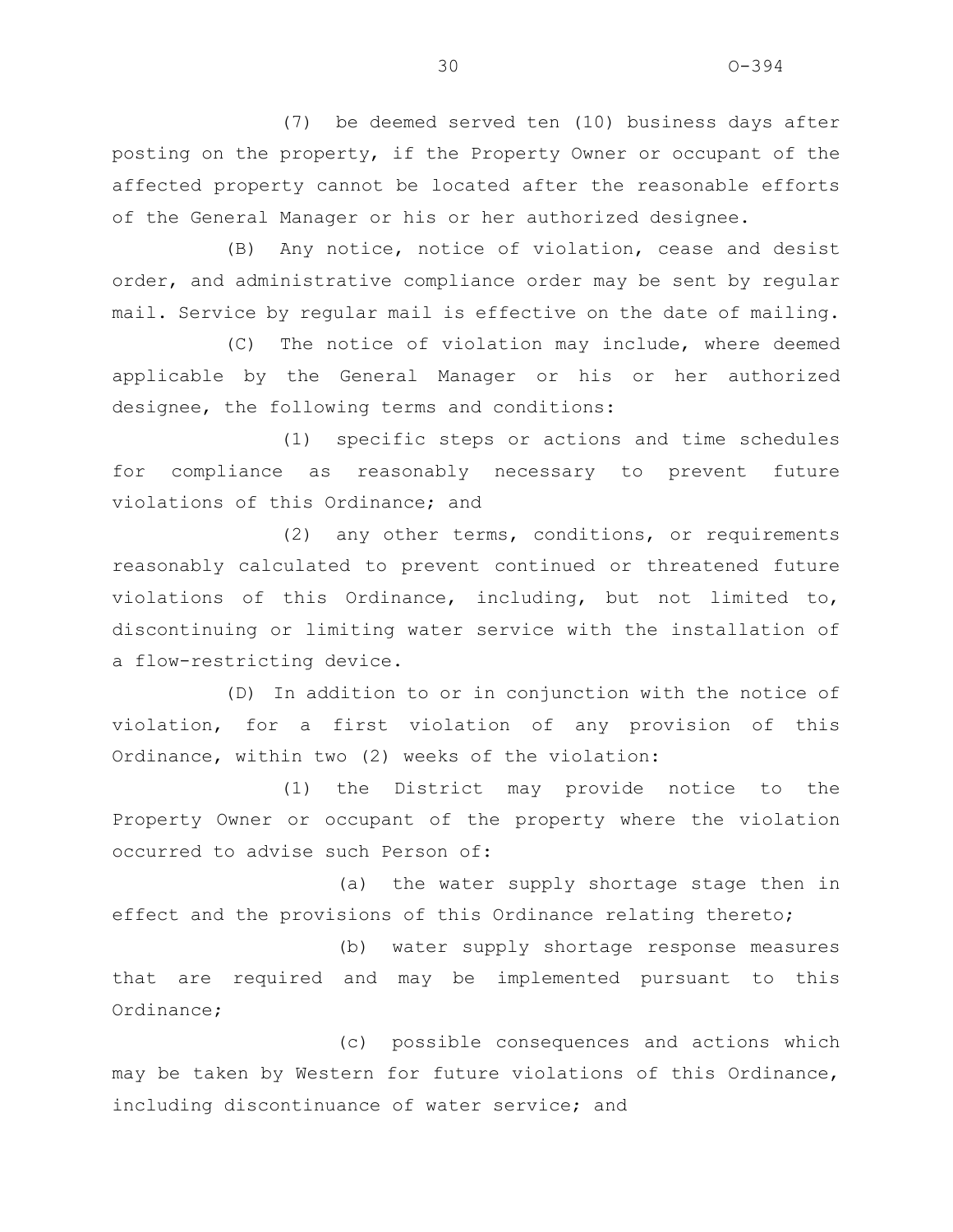(7) be deemed served ten (10) business days after posting on the property, if the Property Owner or occupant of the affected property cannot be located after the reasonable efforts of the General Manager or his or her authorized designee.

(B) Any notice, notice of violation, cease and desist order, and administrative compliance order may be sent by regular mail. Service by regular mail is effective on the date of mailing.

(C) The notice of violation may include, where deemed applicable by the General Manager or his or her authorized designee, the following terms and conditions:

(1) specific steps or actions and time schedules for compliance as reasonably necessary to prevent future violations of this Ordinance; and

(2) any other terms, conditions, or requirements reasonably calculated to prevent continued or threatened future violations of this Ordinance, including, but not limited to, discontinuing or limiting water service with the installation of a flow-restricting device.

(D) In addition to or in conjunction with the notice of violation, for a first violation of any provision of this Ordinance, within two (2) weeks of the violation:

(1) the District may provide notice to the Property Owner or occupant of the property where the violation occurred to advise such Person of:

(a) the water supply shortage stage then in effect and the provisions of this Ordinance relating thereto;

(b) water supply shortage response measures that are required and may be implemented pursuant to this Ordinance;

(c) possible consequences and actions which may be taken by Western for future violations of this Ordinance, including discontinuance of water service; and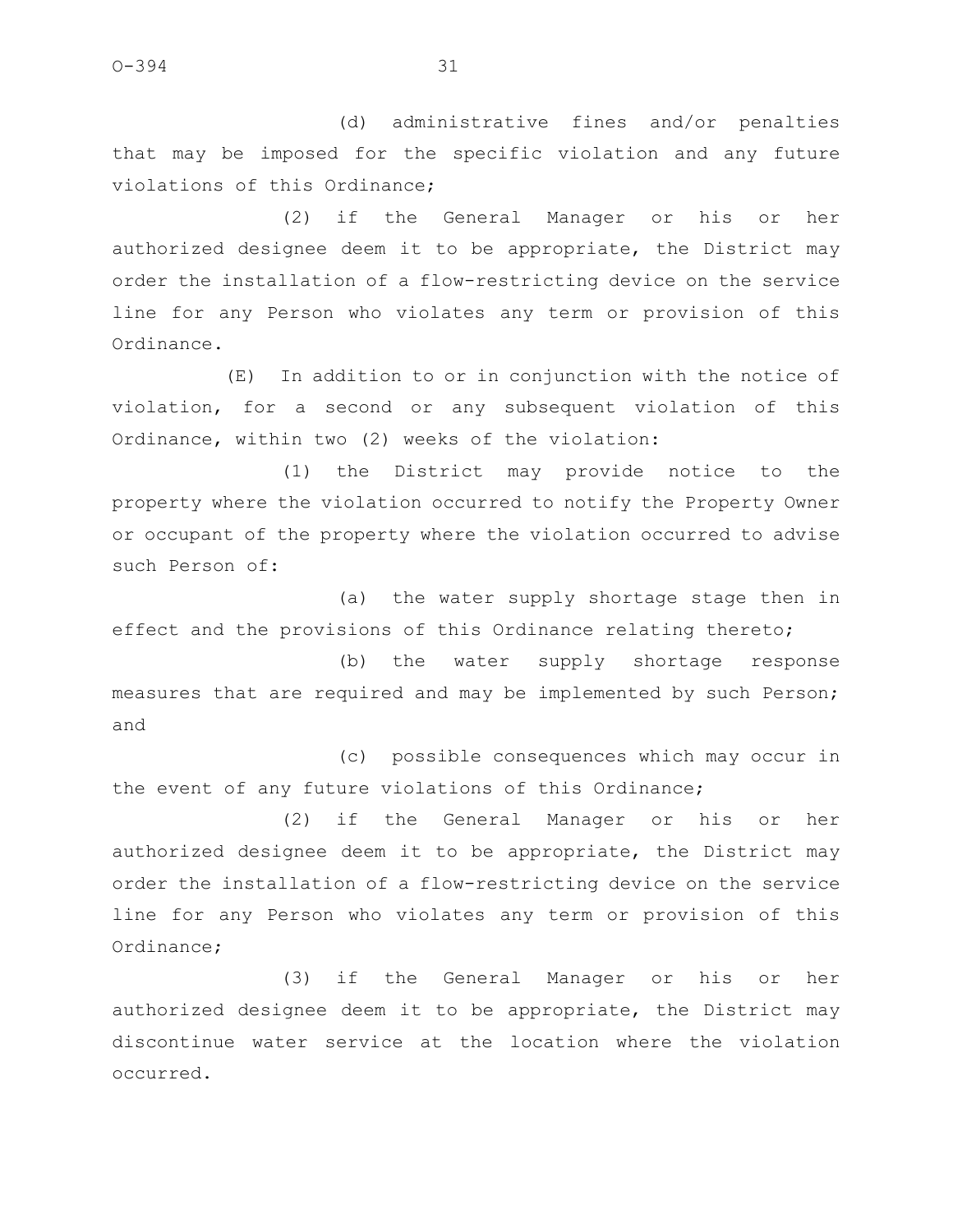(d) administrative fines and/or penalties that may be imposed for the specific violation and any future violations of this Ordinance;

(2) if the General Manager or his or her authorized designee deem it to be appropriate, the District may order the installation of a flow-restricting device on the service line for any Person who violates any term or provision of this Ordinance.

(E) In addition to or in conjunction with the notice of violation, for a second or any subsequent violation of this Ordinance, within two (2) weeks of the violation:

(1) the District may provide notice to the property where the violation occurred to notify the Property Owner or occupant of the property where the violation occurred to advise such Person of:

(a) the water supply shortage stage then in effect and the provisions of this Ordinance relating thereto;

(b) the water supply shortage response measures that are required and may be implemented by such Person; and

(c) possible consequences which may occur in the event of any future violations of this Ordinance;

(2) if the General Manager or his or her authorized designee deem it to be appropriate, the District may order the installation of a flow-restricting device on the service line for any Person who violates any term or provision of this Ordinance;

(3) if the General Manager or his or her authorized designee deem it to be appropriate, the District may discontinue water service at the location where the violation occurred.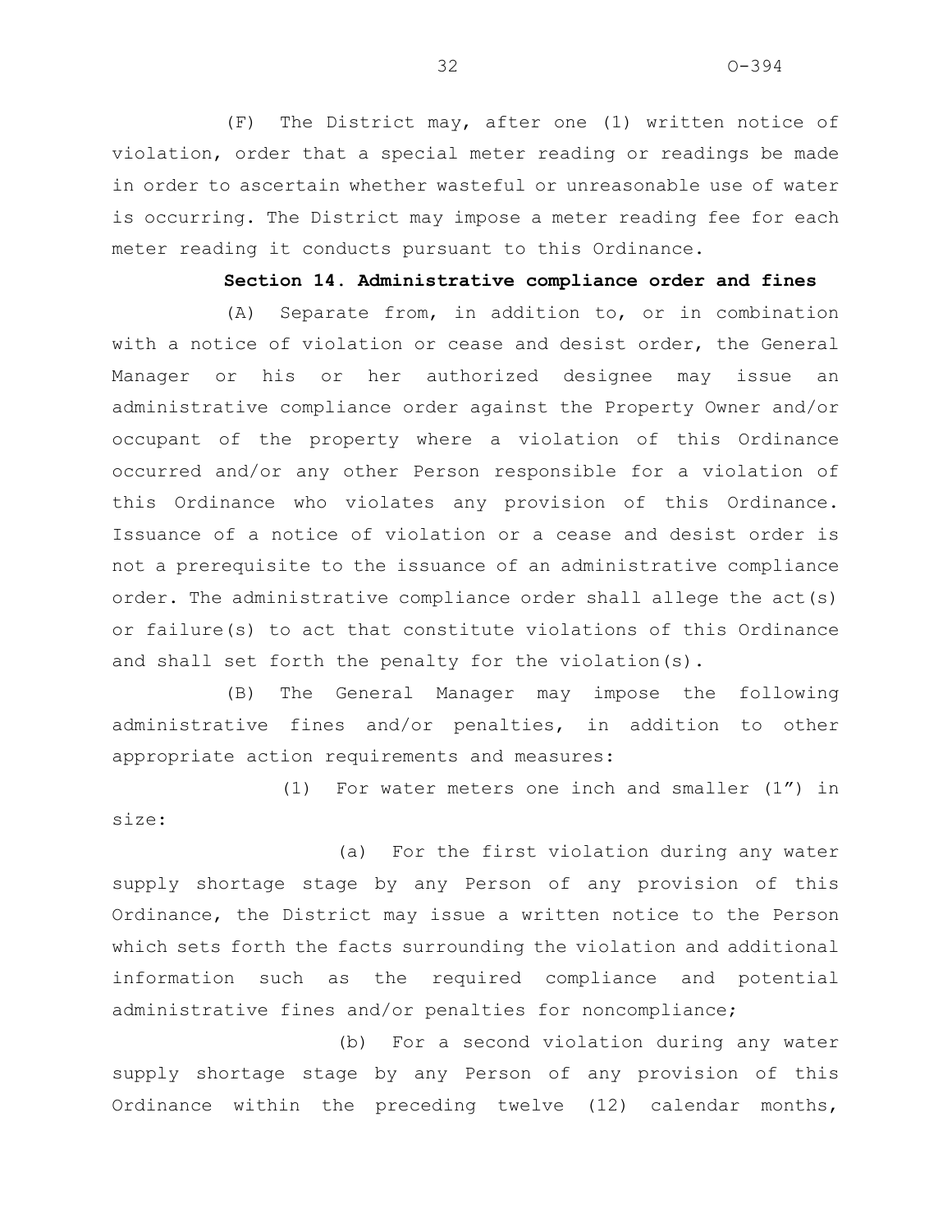(F) The District may, after one (1) written notice of violation, order that a special meter reading or readings be made in order to ascertain whether wasteful or unreasonable use of water is occurring. The District may impose a meter reading fee for each meter reading it conducts pursuant to this Ordinance.

**Section 14. Administrative compliance order and fines**

(A) Separate from, in addition to, or in combination with a notice of violation or cease and desist order, the General Manager or his or her authorized designee may issue an administrative compliance order against the Property Owner and/or occupant of the property where a violation of this Ordinance occurred and/or any other Person responsible for a violation of this Ordinance who violates any provision of this Ordinance. Issuance of a notice of violation or a cease and desist order is not a prerequisite to the issuance of an administrative compliance order. The administrative compliance order shall allege the act(s) or failure(s) to act that constitute violations of this Ordinance and shall set forth the penalty for the violation(s).

(B) The General Manager may impose the following administrative fines and/or penalties, in addition to other appropriate action requirements and measures:

(1) For water meters one inch and smaller (1") in size:

(a) For the first violation during any water supply shortage stage by any Person of any provision of this Ordinance, the District may issue a written notice to the Person which sets forth the facts surrounding the violation and additional information such as the required compliance and potential administrative fines and/or penalties for noncompliance;

(b) For a second violation during any water supply shortage stage by any Person of any provision of this Ordinance within the preceding twelve (12) calendar months,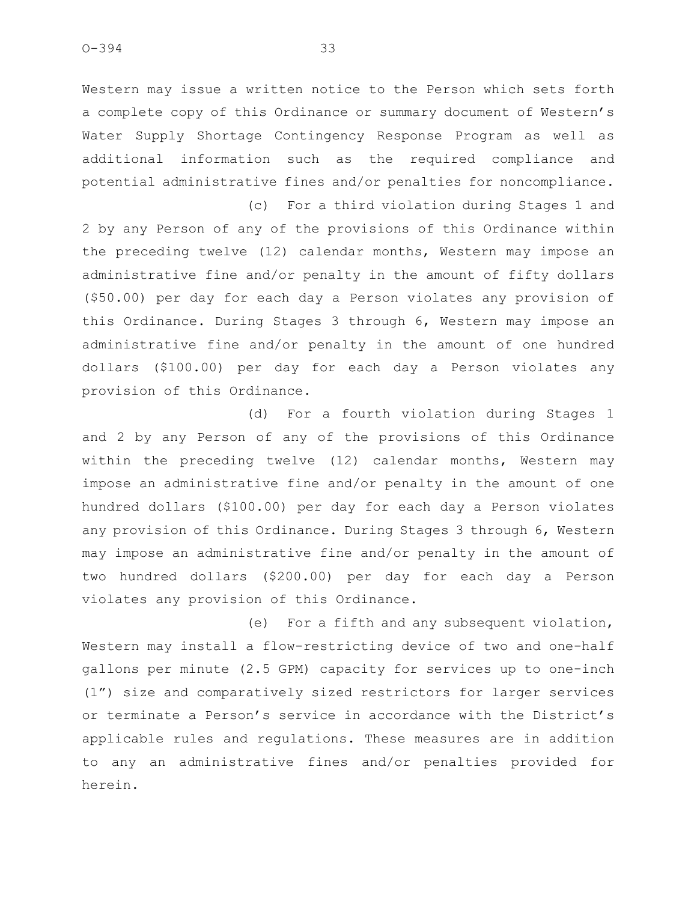Western may issue a written notice to the Person which sets forth a complete copy of this Ordinance or summary document of Western's Water Supply Shortage Contingency Response Program as well as additional information such as the required compliance and potential administrative fines and/or penalties for noncompliance.

(c) For a third violation during Stages 1 and 2 by any Person of any of the provisions of this Ordinance within the preceding twelve (12) calendar months, Western may impose an administrative fine and/or penalty in the amount of fifty dollars ($50.00) per day for each day a Person violates any provision of this Ordinance. During Stages 3 through 6, Western may impose an administrative fine and/or penalty in the amount of one hundred dollars ($100.00) per day for each day a Person violates any provision of this Ordinance.

(d) For a fourth violation during Stages 1 and 2 by any Person of any of the provisions of this Ordinance within the preceding twelve (12) calendar months, Western may impose an administrative fine and/or penalty in the amount of one hundred dollars ($100.00) per day for each day a Person violates any provision of this Ordinance. During Stages 3 through 6, Western may impose an administrative fine and/or penalty in the amount of two hundred dollars ($200.00) per day for each day a Person violates any provision of this Ordinance.

(e) For a fifth and any subsequent violation, Western may install a flow-restricting device of two and one-half gallons per minute (2.5 GPM) capacity for services up to one-inch (1") size and comparatively sized restrictors for larger services or terminate a Person's service in accordance with the District's applicable rules and regulations. These measures are in addition to any an administrative fines and/or penalties provided for herein.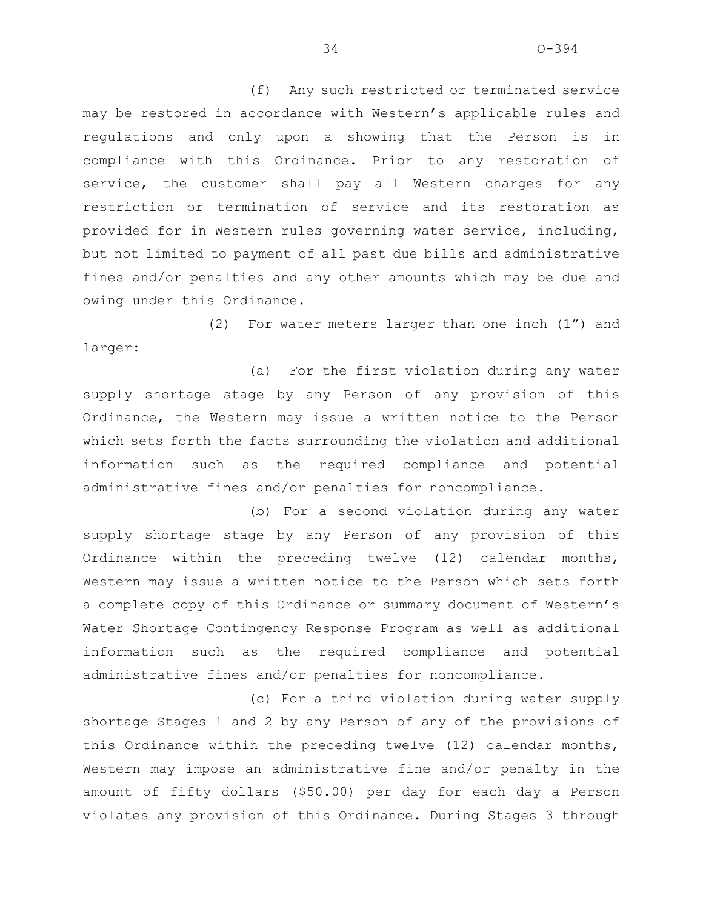(f) Any such restricted or terminated service may be restored in accordance with Western's applicable rules and regulations and only upon a showing that the Person is in compliance with this Ordinance. Prior to any restoration of service, the customer shall pay all Western charges for any restriction or termination of service and its restoration as provided for in Western rules governing water service, including, but not limited to payment of all past due bills and administrative fines and/or penalties and any other amounts which may be due and owing under this Ordinance.

(2) For water meters larger than one inch (1") and larger:

(a) For the first violation during any water supply shortage stage by any Person of any provision of this Ordinance, the Western may issue a written notice to the Person which sets forth the facts surrounding the violation and additional information such as the required compliance and potential administrative fines and/or penalties for noncompliance.

(b) For a second violation during any water supply shortage stage by any Person of any provision of this Ordinance within the preceding twelve (12) calendar months, Western may issue a written notice to the Person which sets forth a complete copy of this Ordinance or summary document of Western's Water Shortage Contingency Response Program as well as additional information such as the required compliance and potential administrative fines and/or penalties for noncompliance.

(c) For a third violation during water supply shortage Stages 1 and 2 by any Person of any of the provisions of this Ordinance within the preceding twelve (12) calendar months, Western may impose an administrative fine and/or penalty in the amount of fifty dollars ($50.00) per day for each day a Person violates any provision of this Ordinance. During Stages 3 through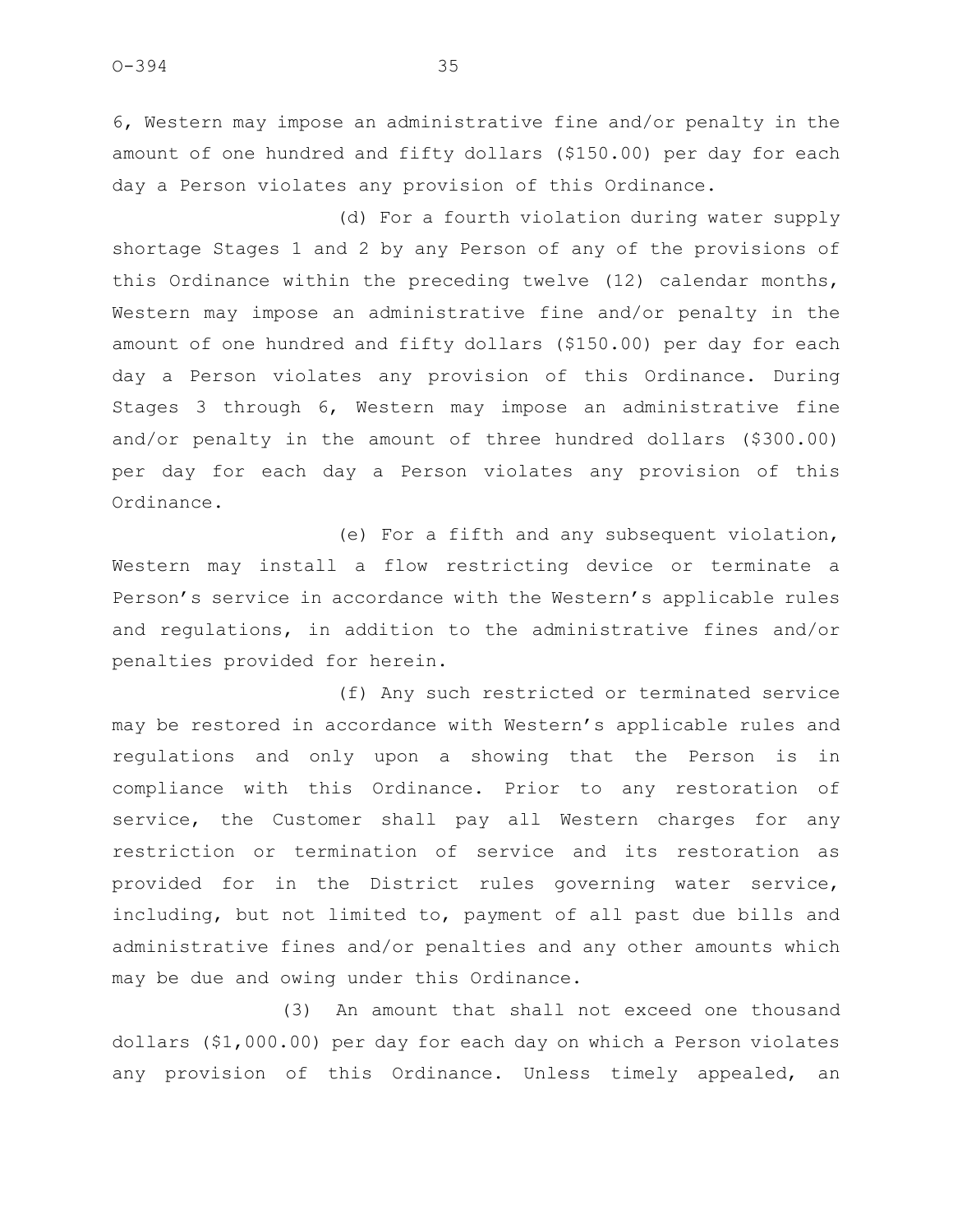6, Western may impose an administrative fine and/or penalty in the amount of one hundred and fifty dollars ($150.00) per day for each day a Person violates any provision of this Ordinance.

(d) For a fourth violation during water supply shortage Stages 1 and 2 by any Person of any of the provisions of this Ordinance within the preceding twelve (12) calendar months, Western may impose an administrative fine and/or penalty in the amount of one hundred and fifty dollars ($150.00) per day for each day a Person violates any provision of this Ordinance. During Stages 3 through 6, Western may impose an administrative fine and/or penalty in the amount of three hundred dollars ($300.00) per day for each day a Person violates any provision of this Ordinance.

(e) For a fifth and any subsequent violation, Western may install a flow restricting device or terminate a Person's service in accordance with the Western's applicable rules and regulations, in addition to the administrative fines and/or penalties provided for herein.

(f) Any such restricted or terminated service may be restored in accordance with Western's applicable rules and regulations and only upon a showing that the Person is in compliance with this Ordinance. Prior to any restoration of service, the Customer shall pay all Western charges for any restriction or termination of service and its restoration as provided for in the District rules governing water service, including, but not limited to, payment of all past due bills and administrative fines and/or penalties and any other amounts which may be due and owing under this Ordinance.

(3) An amount that shall not exceed one thousand dollars ($1,000.00) per day for each day on which a Person violates any provision of this Ordinance. Unless timely appealed, an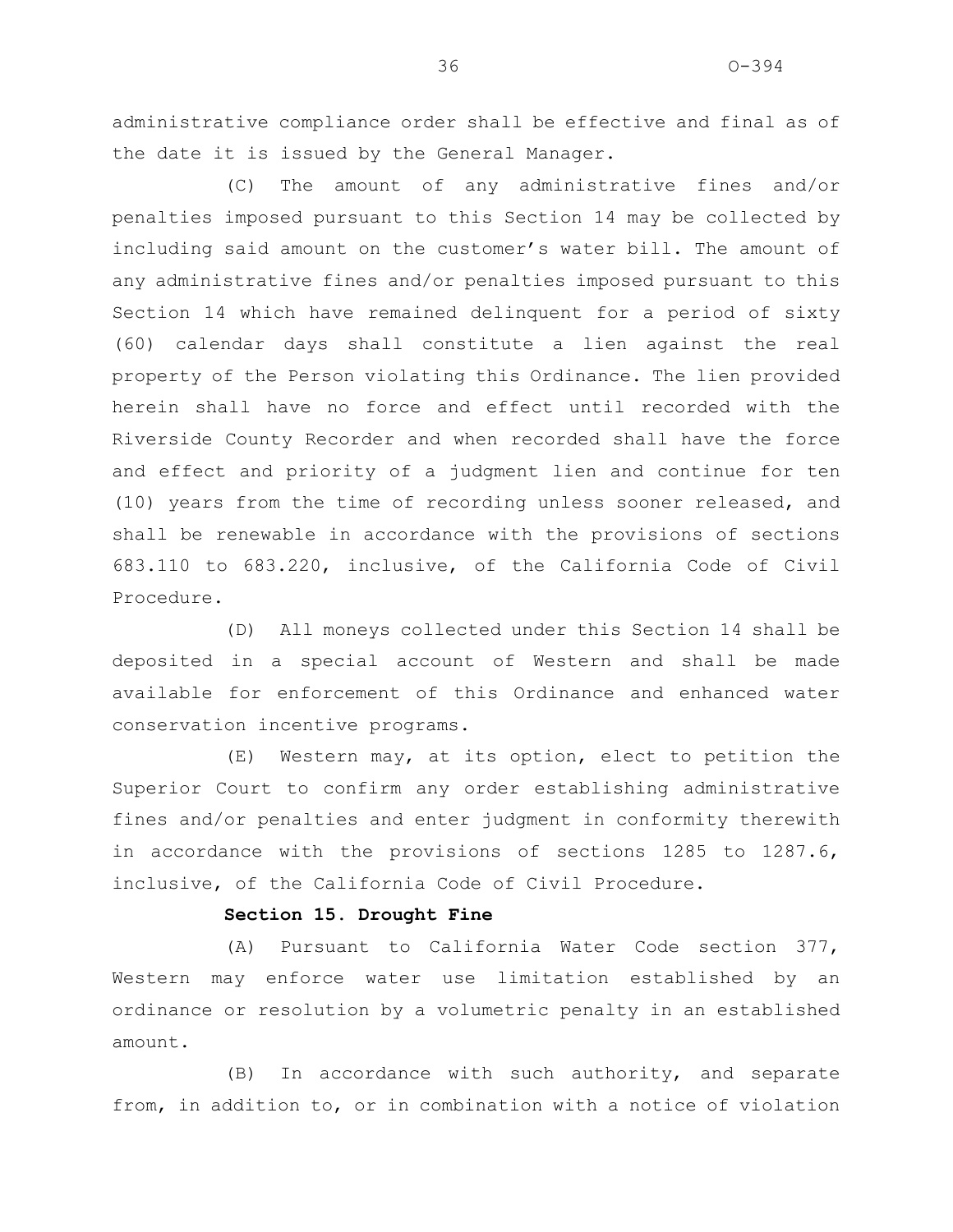administrative compliance order shall be effective and final as of the date it is issued by the General Manager.

(C) The amount of any administrative fines and/or penalties imposed pursuant to this Section 14 may be collected by including said amount on the customer's water bill. The amount of any administrative fines and/or penalties imposed pursuant to this Section 14 which have remained delinquent for a period of sixty (60) calendar days shall constitute a lien against the real property of the Person violating this Ordinance. The lien provided herein shall have no force and effect until recorded with the Riverside County Recorder and when recorded shall have the force and effect and priority of a judgment lien and continue for ten (10) years from the time of recording unless sooner released, and shall be renewable in accordance with the provisions of sections 683.110 to 683.220, inclusive, of the California Code of Civil Procedure.

(D) All moneys collected under this Section 14 shall be deposited in a special account of Western and shall be made available for enforcement of this Ordinance and enhanced water conservation incentive programs.

(E) Western may, at its option, elect to petition the Superior Court to confirm any order establishing administrative fines and/or penalties and enter judgment in conformity therewith in accordance with the provisions of sections 1285 to 1287.6, inclusive, of the California Code of Civil Procedure.

**Section 15. Drought Fine**

(A) Pursuant to California Water Code section 377, Western may enforce water use limitation established by an ordinance or resolution by a volumetric penalty in an established amount.

(B) In accordance with such authority, and separate from, in addition to, or in combination with a notice of violation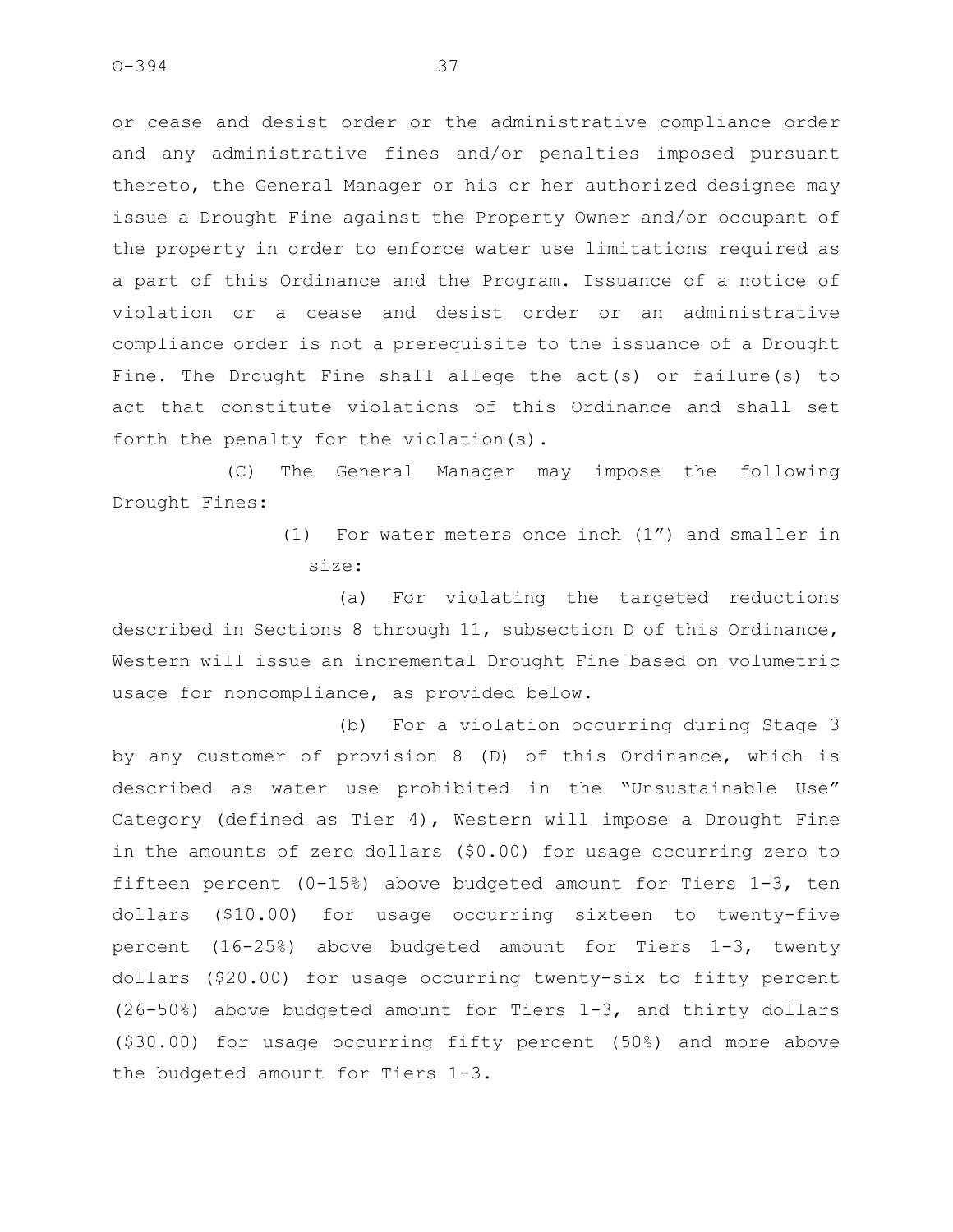or cease and desist order or the administrative compliance order and any administrative fines and/or penalties imposed pursuant thereto, the General Manager or his or her authorized designee may issue a Drought Fine against the Property Owner and/or occupant of the property in order to enforce water use limitations required as a part of this Ordinance and the Program. Issuance of a notice of violation or a cease and desist order or an administrative compliance order is not a prerequisite to the issuance of a Drought Fine. The Drought Fine shall allege the act(s) or failure(s) to act that constitute violations of this Ordinance and shall set forth the penalty for the violation(s).

(C) The General Manager may impose the following Drought Fines:

(1) For water meters once inch (1") and smaller in size:

(a) For violating the targeted reductions described in Sections 8 through 11, subsection D of this Ordinance, Western will issue an incremental Drought Fine based on volumetric usage for noncompliance, as provided below.

(b) For a violation occurring during Stage 3 by any customer of provision 8 (D) of this Ordinance, which is described as water use prohibited in the "Unsustainable Use" Category (defined as Tier 4), Western will impose a Drought Fine in the amounts of zero dollars ($0.00) for usage occurring zero to fifteen percent (0-15%) above budgeted amount for Tiers 1-3, ten dollars ($10.00) for usage occurring sixteen to twenty-five percent (16-25%) above budgeted amount for Tiers 1-3, twenty dollars ($20.00) for usage occurring twenty-six to fifty percent (26-50%) above budgeted amount for Tiers 1-3, and thirty dollars ($30.00) for usage occurring fifty percent (50%) and more above the budgeted amount for Tiers 1-3.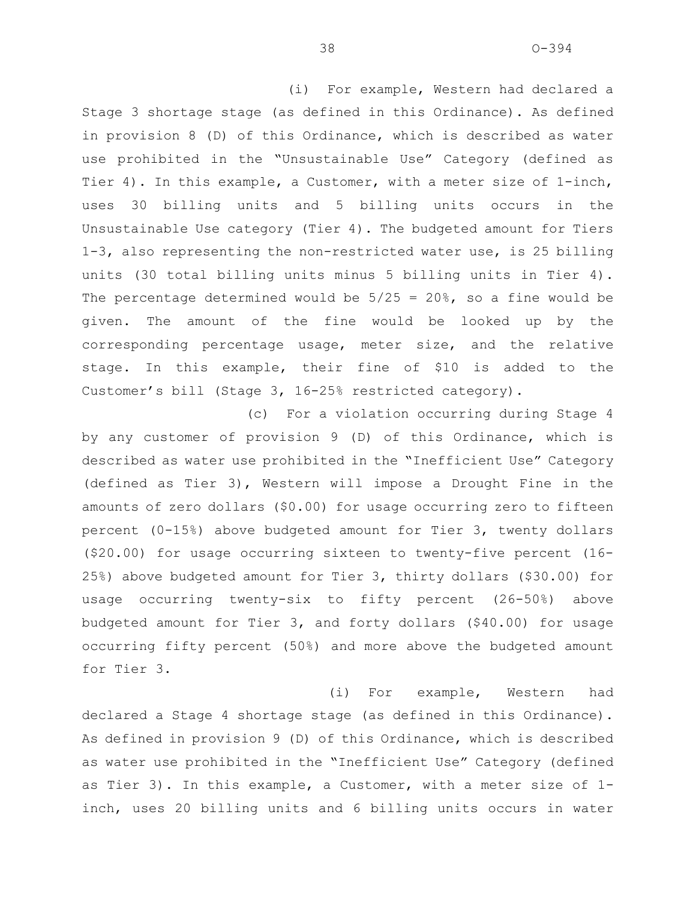(i) For example, Western had declared a Stage 3 shortage stage (as defined in this Ordinance). As defined in provision 8 (D) of this Ordinance, which is described as water use prohibited in the "Unsustainable Use" Category (defined as Tier 4). In this example, a Customer, with a meter size of 1-inch, uses 30 billing units and 5 billing units occurs in the Unsustainable Use category (Tier 4). The budgeted amount for Tiers 1-3, also representing the non-restricted water use, is 25 billing units (30 total billing units minus 5 billing units in Tier 4). The percentage determined would be 5/25 = 20%, so a fine would be given. The amount of the fine would be looked up by the corresponding percentage usage, meter size, and the relative stage. In this example, their fine of $10 is added to the Customer's bill (Stage 3, 16-25% restricted category).

(c) For a violation occurring during Stage 4 by any customer of provision 9 (D) of this Ordinance, which is described as water use prohibited in the "Inefficient Use" Category (defined as Tier 3), Western will impose a Drought Fine in the amounts of zero dollars ($0.00) for usage occurring zero to fifteen percent (0-15%) above budgeted amount for Tier 3, twenty dollars ($20.00) for usage occurring sixteen to twenty-five percent (16-25%) above budgeted amount for Tier 3, thirty dollars ($30.00) for usage occurring twenty-six to fifty percent (26-50%) above budgeted amount for Tier 3, and forty dollars ($40.00) for usage occurring fifty percent (50%) and more above the budgeted amount for Tier 3.

(i) For example, Western had declared a Stage 4 shortage stage (as defined in this Ordinance). As defined in provision 9 (D) of this Ordinance, which is described as water use prohibited in the "Inefficient Use" Category (defined as Tier 3). In this example, a Customer, with a meter size of 1-inch, uses 20 billing units and 6 billing units occurs in water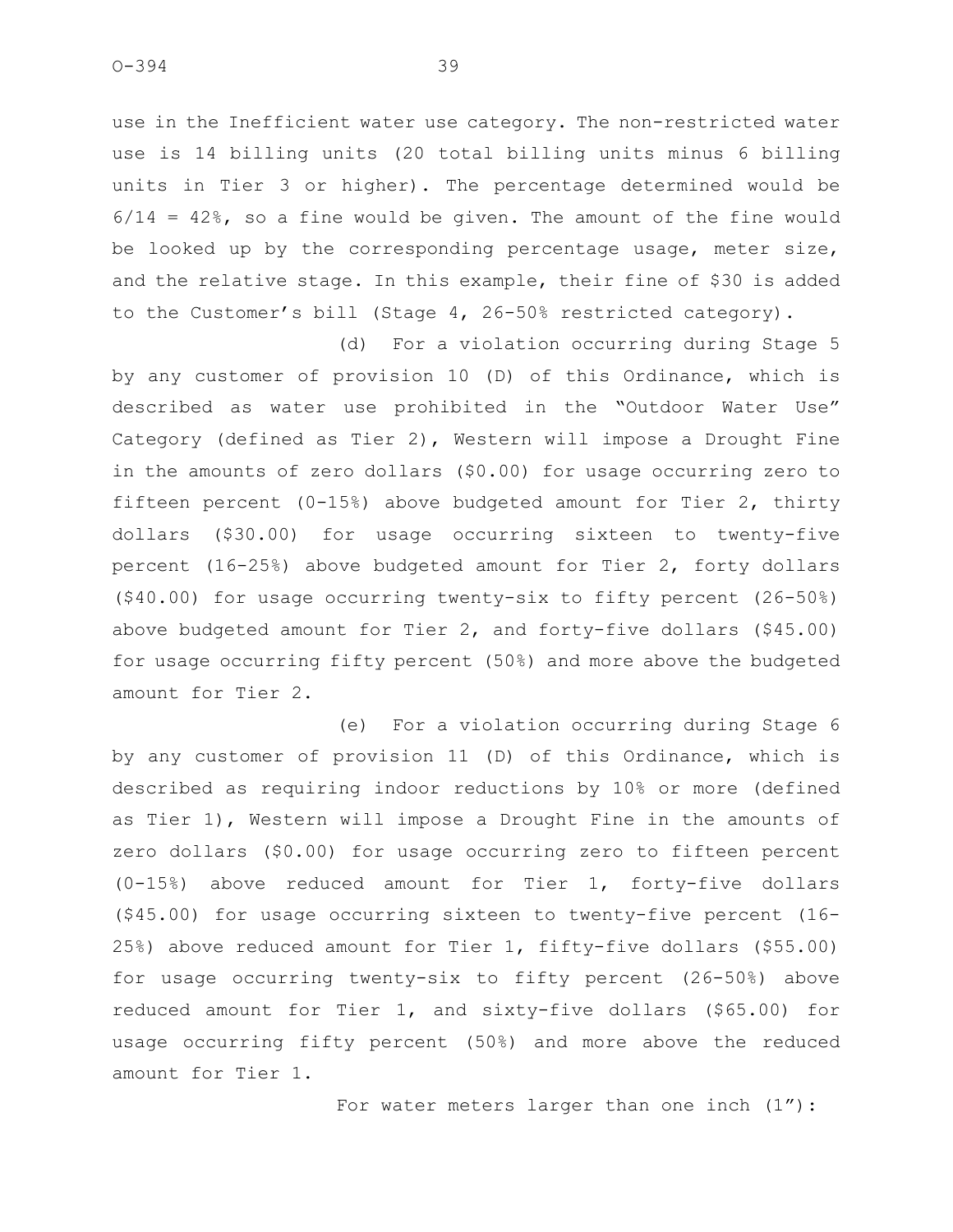use in the Inefficient water use category. The non-restricted water use is 14 billing units (20 total billing units minus 6 billing units in Tier 3 or higher). The percentage determined would be 6/14 = 42%, so a fine would be given. The amount of the fine would be looked up by the corresponding percentage usage, meter size, and the relative stage. In this example, their fine of $30 is added to the Customer's bill (Stage 4, 26-50% restricted category).

(d) For a violation occurring during Stage 5 by any customer of provision 10 (D) of this Ordinance, which is described as water use prohibited in the "Outdoor Water Use" Category (defined as Tier 2), Western will impose a Drought Fine in the amounts of zero dollars ($0.00) for usage occurring zero to fifteen percent (0-15%) above budgeted amount for Tier 2, thirty dollars ($30.00) for usage occurring sixteen to twenty-five percent (16-25%) above budgeted amount for Tier 2, forty dollars ($40.00) for usage occurring twenty-six to fifty percent (26-50%) above budgeted amount for Tier 2, and forty-five dollars ($45.00) for usage occurring fifty percent (50%) and more above the budgeted amount for Tier 2.

(e) For a violation occurring during Stage 6 by any customer of provision 11 (D) of this Ordinance, which is described as requiring indoor reductions by 10% or more (defined as Tier 1), Western will impose a Drought Fine in the amounts of zero dollars ($0.00) for usage occurring zero to fifteen percent (0-15%) above reduced amount for Tier 1, forty-five dollars ($45.00) for usage occurring sixteen to twenty-five percent (16-25%) above reduced amount for Tier 1, fifty-five dollars ($55.00) for usage occurring twenty-six to fifty percent (26-50%) above reduced amount for Tier 1, and sixty-five dollars ($65.00) for usage occurring fifty percent (50%) and more above the reduced amount for Tier 1.

For water meters larger than one inch (1"):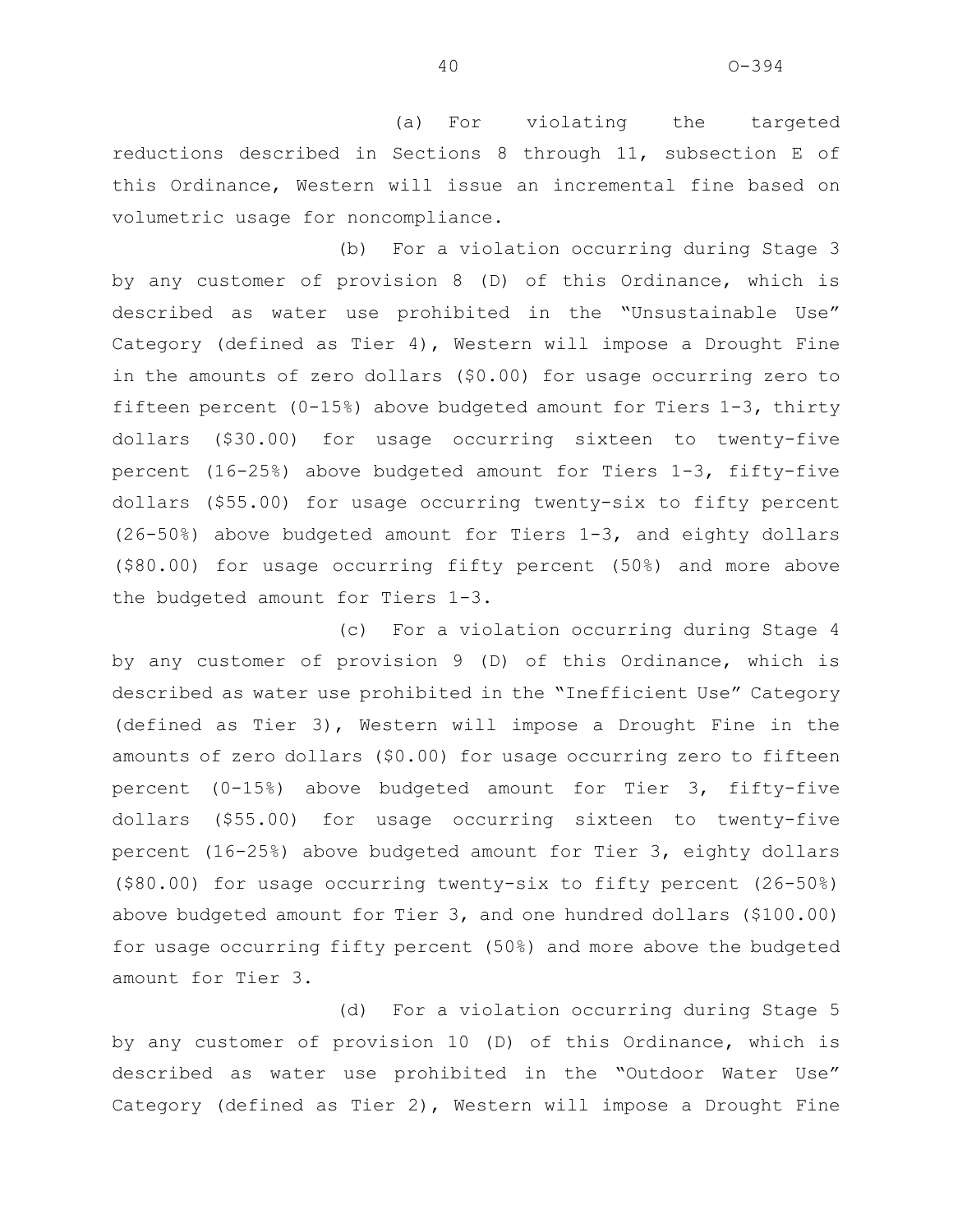(a) For violating the targeted reductions described in Sections 8 through 11, subsection E of this Ordinance, Western will issue an incremental fine based on volumetric usage for noncompliance.

(b) For a violation occurring during Stage 3 by any customer of provision 8 (D) of this Ordinance, which is described as water use prohibited in the "Unsustainable Use" Category (defined as Tier 4), Western will impose a Drought Fine in the amounts of zero dollars ($0.00) for usage occurring zero to fifteen percent (0-15%) above budgeted amount for Tiers 1-3, thirty dollars ($30.00) for usage occurring sixteen to twenty-five percent (16-25%) above budgeted amount for Tiers 1-3, fifty-five dollars ($55.00) for usage occurring twenty-six to fifty percent (26-50%) above budgeted amount for Tiers 1-3, and eighty dollars ($80.00) for usage occurring fifty percent (50%) and more above the budgeted amount for Tiers 1-3.

(c) For a violation occurring during Stage 4 by any customer of provision 9 (D) of this Ordinance, which is described as water use prohibited in the "Inefficient Use" Category (defined as Tier 3), Western will impose a Drought Fine in the amounts of zero dollars ($0.00) for usage occurring zero to fifteen percent (0-15%) above budgeted amount for Tier 3, fifty-five dollars ($55.00) for usage occurring sixteen to twenty-five percent (16-25%) above budgeted amount for Tier 3, eighty dollars ($80.00) for usage occurring twenty-six to fifty percent (26-50%) above budgeted amount for Tier 3, and one hundred dollars ($100.00) for usage occurring fifty percent (50%) and more above the budgeted amount for Tier 3.

(d) For a violation occurring during Stage 5 by any customer of provision 10 (D) of this Ordinance, which is described as water use prohibited in the "Outdoor Water Use" Category (defined as Tier 2), Western will impose a Drought Fine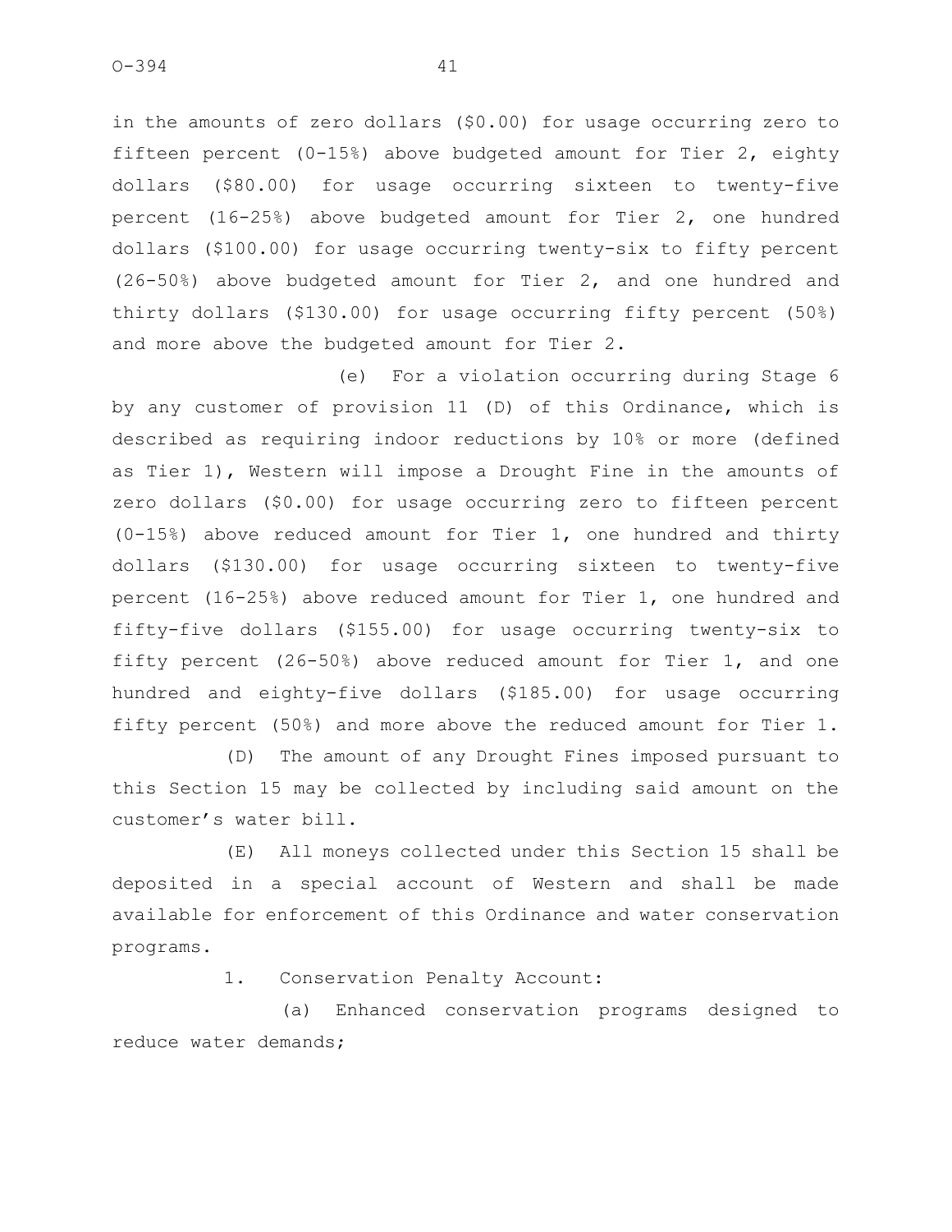in the amounts of zero dollars ($0.00) for usage occurring zero to fifteen percent (0-15%) above budgeted amount for Tier 2, eighty dollars ($80.00) for usage occurring sixteen to twenty-five percent (16-25%) above budgeted amount for Tier 2, one hundred dollars ($100.00) for usage occurring twenty-six to fifty percent (26-50%) above budgeted amount for Tier 2, and one hundred and thirty dollars ($130.00) for usage occurring fifty percent (50%) and more above the budgeted amount for Tier 2.

(e) For a violation occurring during Stage 6 by any customer of provision 11 (D) of this Ordinance, which is described as requiring indoor reductions by 10% or more (defined as Tier 1), Western will impose a Drought Fine in the amounts of zero dollars ($0.00) for usage occurring zero to fifteen percent (0-15%) above reduced amount for Tier 1, one hundred and thirty dollars ($130.00) for usage occurring sixteen to twenty-five percent (16-25%) above reduced amount for Tier 1, one hundred and fifty-five dollars ($155.00) for usage occurring twenty-six to fifty percent (26-50%) above reduced amount for Tier 1, and one hundred and eighty-five dollars ($185.00) for usage occurring fifty percent (50%) and more above the reduced amount for Tier 1.

(D) The amount of any Drought Fines imposed pursuant to this Section 15 may be collected by including said amount on the customer's water bill.

(E) All moneys collected under this Section 15 shall be deposited in a special account of Western and shall be made available for enforcement of this Ordinance and water conservation programs.

1. Conservation Penalty Account:

(a) Enhanced conservation programs designed to reduce water demands;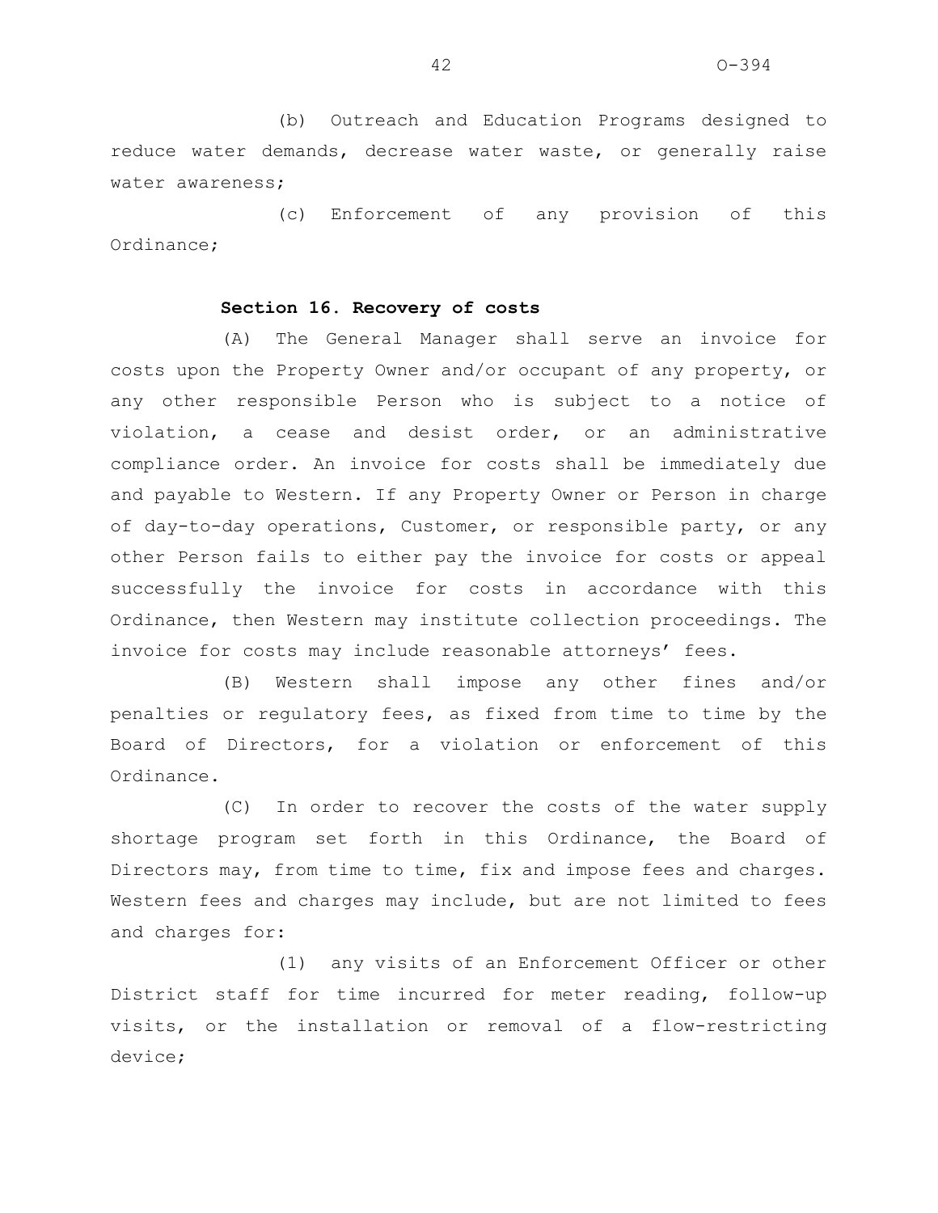(b) Outreach and Education Programs designed to reduce water demands, decrease water waste, or generally raise water awareness;

(c) Enforcement of any provision of this Ordinance;

**Section 16. Recovery of costs**

(A) The General Manager shall serve an invoice for costs upon the Property Owner and/or occupant of any property, or any other responsible Person who is subject to a notice of violation, a cease and desist order, or an administrative compliance order. An invoice for costs shall be immediately due and payable to Western. If any Property Owner or Person in charge of day-to-day operations, Customer, or responsible party, or any other Person fails to either pay the invoice for costs or appeal successfully the invoice for costs in accordance with this Ordinance, then Western may institute collection proceedings. The invoice for costs may include reasonable attorneys' fees.

(B) Western shall impose any other fines and/or penalties or regulatory fees, as fixed from time to time by the Board of Directors, for a violation or enforcement of this Ordinance.

(C) In order to recover the costs of the water supply shortage program set forth in this Ordinance, the Board of Directors may, from time to time, fix and impose fees and charges. Western fees and charges may include, but are not limited to fees and charges for:

(1) any visits of an Enforcement Officer or other District staff for time incurred for meter reading, follow-up visits, or the installation or removal of a flow-restricting device;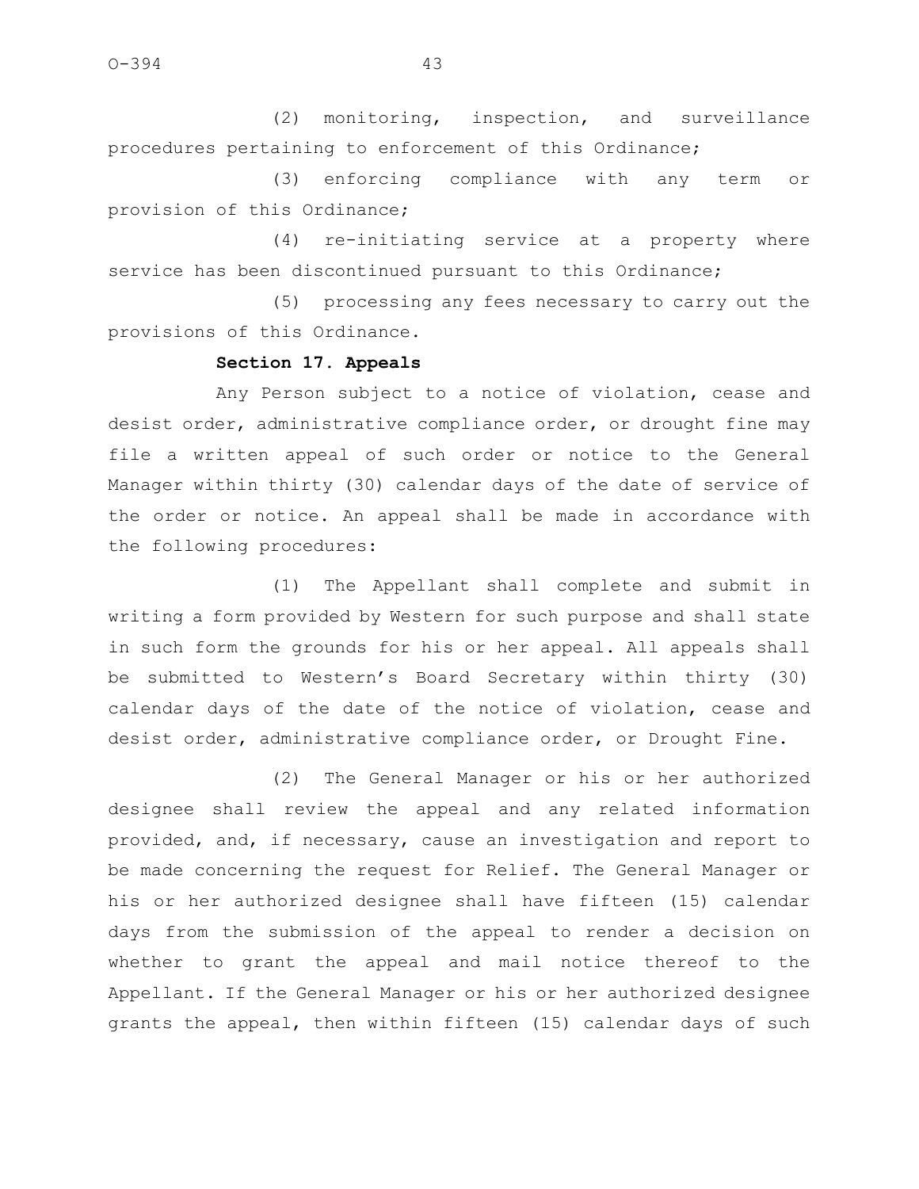(2) monitoring, inspection, and surveillance procedures pertaining to enforcement of this Ordinance;

(3) enforcing compliance with any term or provision of this Ordinance;

(4) re-initiating service at a property where service has been discontinued pursuant to this Ordinance;

(5) processing any fees necessary to carry out the provisions of this Ordinance.

**Section 17. Appeals**

Any Person subject to a notice of violation, cease and desist order, administrative compliance order, or drought fine may file a written appeal of such order or notice to the General Manager within thirty (30) calendar days of the date of service of the order or notice. An appeal shall be made in accordance with the following procedures:

(1) The Appellant shall complete and submit in writing a form provided by Western for such purpose and shall state in such form the grounds for his or her appeal. All appeals shall be submitted to Western's Board Secretary within thirty (30) calendar days of the date of the notice of violation, cease and desist order, administrative compliance order, or Drought Fine.

(2) The General Manager or his or her authorized designee shall review the appeal and any related information provided, and, if necessary, cause an investigation and report to be made concerning the request for Relief. The General Manager or his or her authorized designee shall have fifteen (15) calendar days from the submission of the appeal to render a decision on whether to grant the appeal and mail notice thereof to the Appellant. If the General Manager or his or her authorized designee grants the appeal, then within fifteen (15) calendar days of such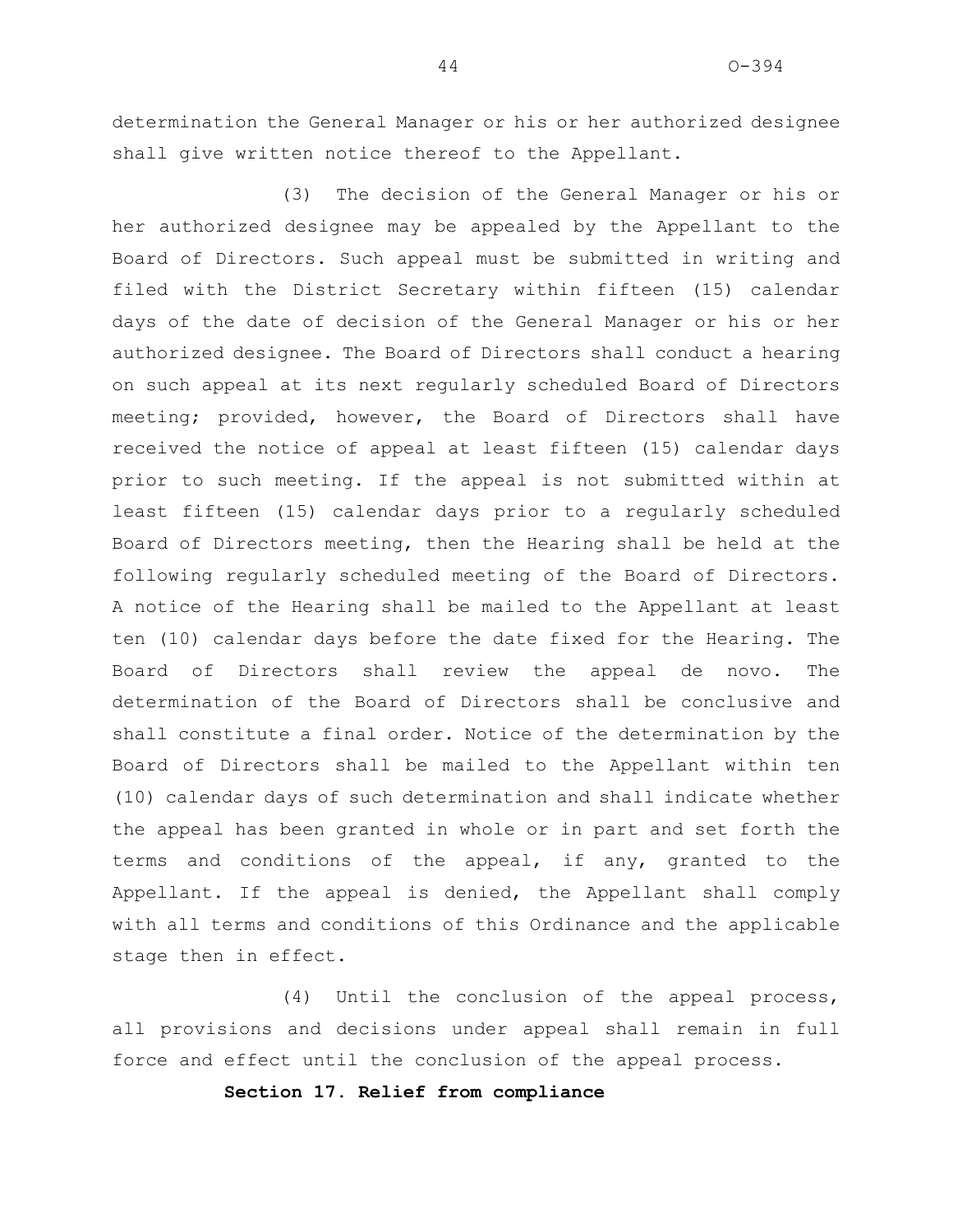determination the General Manager or his or her authorized designee shall give written notice thereof to the Appellant.

(3) The decision of the General Manager or his or her authorized designee may be appealed by the Appellant to the Board of Directors. Such appeal must be submitted in writing and filed with the District Secretary within fifteen (15) calendar days of the date of decision of the General Manager or his or her authorized designee. The Board of Directors shall conduct a hearing on such appeal at its next regularly scheduled Board of Directors meeting; provided, however, the Board of Directors shall have received the notice of appeal at least fifteen (15) calendar days prior to such meeting. If the appeal is not submitted within at least fifteen (15) calendar days prior to a regularly scheduled Board of Directors meeting, then the Hearing shall be held at the following regularly scheduled meeting of the Board of Directors. A notice of the Hearing shall be mailed to the Appellant at least ten (10) calendar days before the date fixed for the Hearing. The Board of Directors shall review the appeal de novo. The determination of the Board of Directors shall be conclusive and shall constitute a final order. Notice of the determination by the Board of Directors shall be mailed to the Appellant within ten (10) calendar days of such determination and shall indicate whether the appeal has been granted in whole or in part and set forth the terms and conditions of the appeal, if any, granted to the Appellant. If the appeal is denied, the Appellant shall comply with all terms and conditions of this Ordinance and the applicable stage then in effect.

(4) Until the conclusion of the appeal process, all provisions and decisions under appeal shall remain in full force and effect until the conclusion of the appeal process.

**Section 17. Relief from compliance**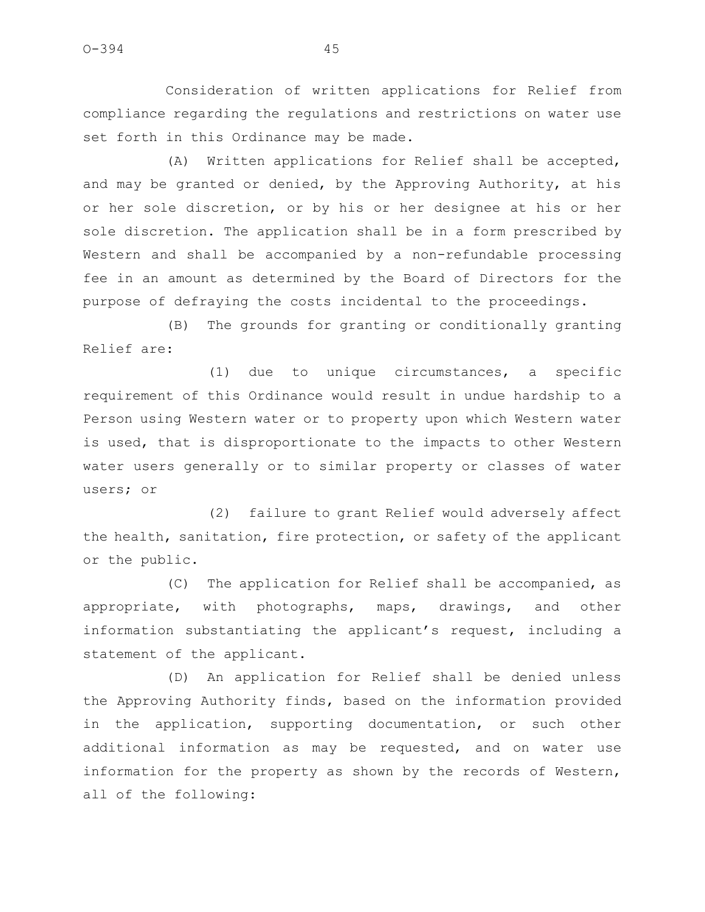Consideration of written applications for Relief from compliance regarding the regulations and restrictions on water use set forth in this Ordinance may be made.

(A) Written applications for Relief shall be accepted, and may be granted or denied, by the Approving Authority, at his or her sole discretion, or by his or her designee at his or her sole discretion. The application shall be in a form prescribed by Western and shall be accompanied by a non-refundable processing fee in an amount as determined by the Board of Directors for the purpose of defraying the costs incidental to the proceedings.

(B) The grounds for granting or conditionally granting Relief are:

(1) due to unique circumstances, a specific requirement of this Ordinance would result in undue hardship to a Person using Western water or to property upon which Western water is used, that is disproportionate to the impacts to other Western water users generally or to similar property or classes of water users; or

(2) failure to grant Relief would adversely affect the health, sanitation, fire protection, or safety of the applicant or the public.

(C) The application for Relief shall be accompanied, as appropriate, with photographs, maps, drawings, and other information substantiating the applicant's request, including a statement of the applicant.

(D) An application for Relief shall be denied unless the Approving Authority finds, based on the information provided in the application, supporting documentation, or such other additional information as may be requested, and on water use information for the property as shown by the records of Western, all of the following: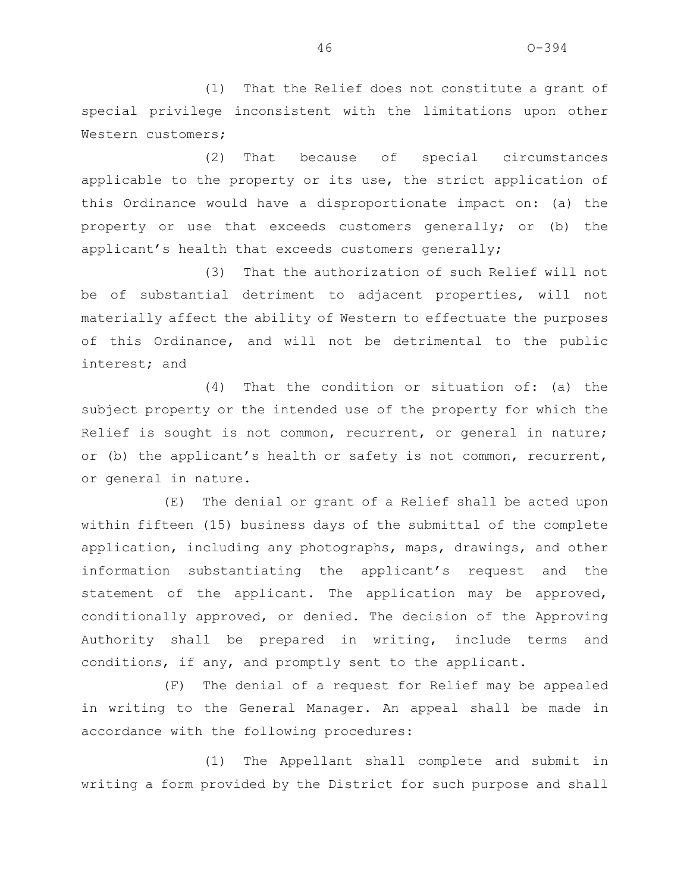(1) That the Relief does not constitute a grant of special privilege inconsistent with the limitations upon other Western customers;

(2) That because of special circumstances applicable to the property or its use, the strict application of this Ordinance would have a disproportionate impact on: (a) the property or use that exceeds customers generally; or (b) the applicant's health that exceeds customers generally;

(3) That the authorization of such Relief will not be of substantial detriment to adjacent properties, will not materially affect the ability of Western to effectuate the purposes of this Ordinance, and will not be detrimental to the public interest; and

(4) That the condition or situation of: (a) the subject property or the intended use of the property for which the Relief is sought is not common, recurrent, or general in nature; or (b) the applicant's health or safety is not common, recurrent, or general in nature.

(E) The denial or grant of a Relief shall be acted upon within fifteen (15) business days of the submittal of the complete application, including any photographs, maps, drawings, and other information substantiating the applicant's request and the statement of the applicant. The application may be approved, conditionally approved, or denied. The decision of the Approving Authority shall be prepared in writing, include terms and conditions, if any, and promptly sent to the applicant.

(F) The denial of a request for Relief may be appealed in writing to the General Manager. An appeal shall be made in accordance with the following procedures:

(1) The Appellant shall complete and submit in writing a form provided by the District for such purpose and shall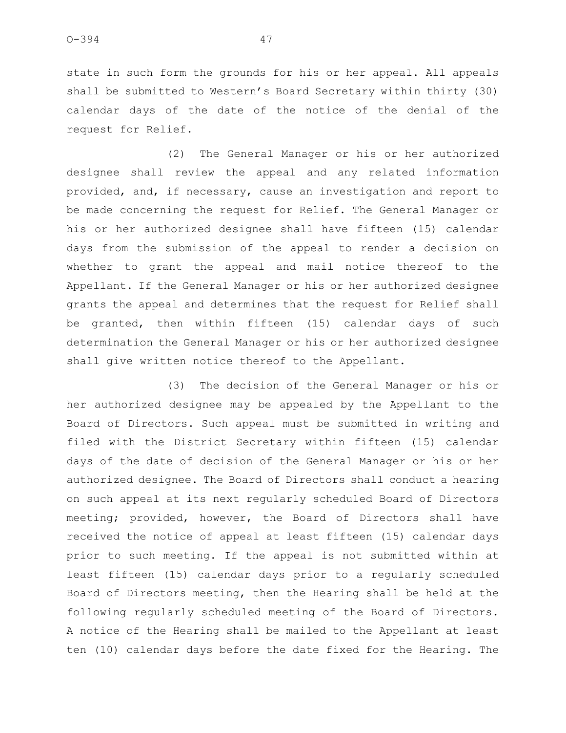state in such form the grounds for his or her appeal. All appeals shall be submitted to Western's Board Secretary within thirty (30) calendar days of the date of the notice of the denial of the request for Relief.

(2) The General Manager or his or her authorized designee shall review the appeal and any related information provided, and, if necessary, cause an investigation and report to be made concerning the request for Relief. The General Manager or his or her authorized designee shall have fifteen (15) calendar days from the submission of the appeal to render a decision on whether to grant the appeal and mail notice thereof to the Appellant. If the General Manager or his or her authorized designee grants the appeal and determines that the request for Relief shall be granted, then within fifteen (15) calendar days of such determination the General Manager or his or her authorized designee shall give written notice thereof to the Appellant.

(3) The decision of the General Manager or his or her authorized designee may be appealed by the Appellant to the Board of Directors. Such appeal must be submitted in writing and filed with the District Secretary within fifteen (15) calendar days of the date of decision of the General Manager or his or her authorized designee. The Board of Directors shall conduct a hearing on such appeal at its next regularly scheduled Board of Directors meeting; provided, however, the Board of Directors shall have received the notice of appeal at least fifteen (15) calendar days prior to such meeting. If the appeal is not submitted within at least fifteen (15) calendar days prior to a regularly scheduled Board of Directors meeting, then the Hearing shall be held at the following regularly scheduled meeting of the Board of Directors. A notice of the Hearing shall be mailed to the Appellant at least ten (10) calendar days before the date fixed for the Hearing. The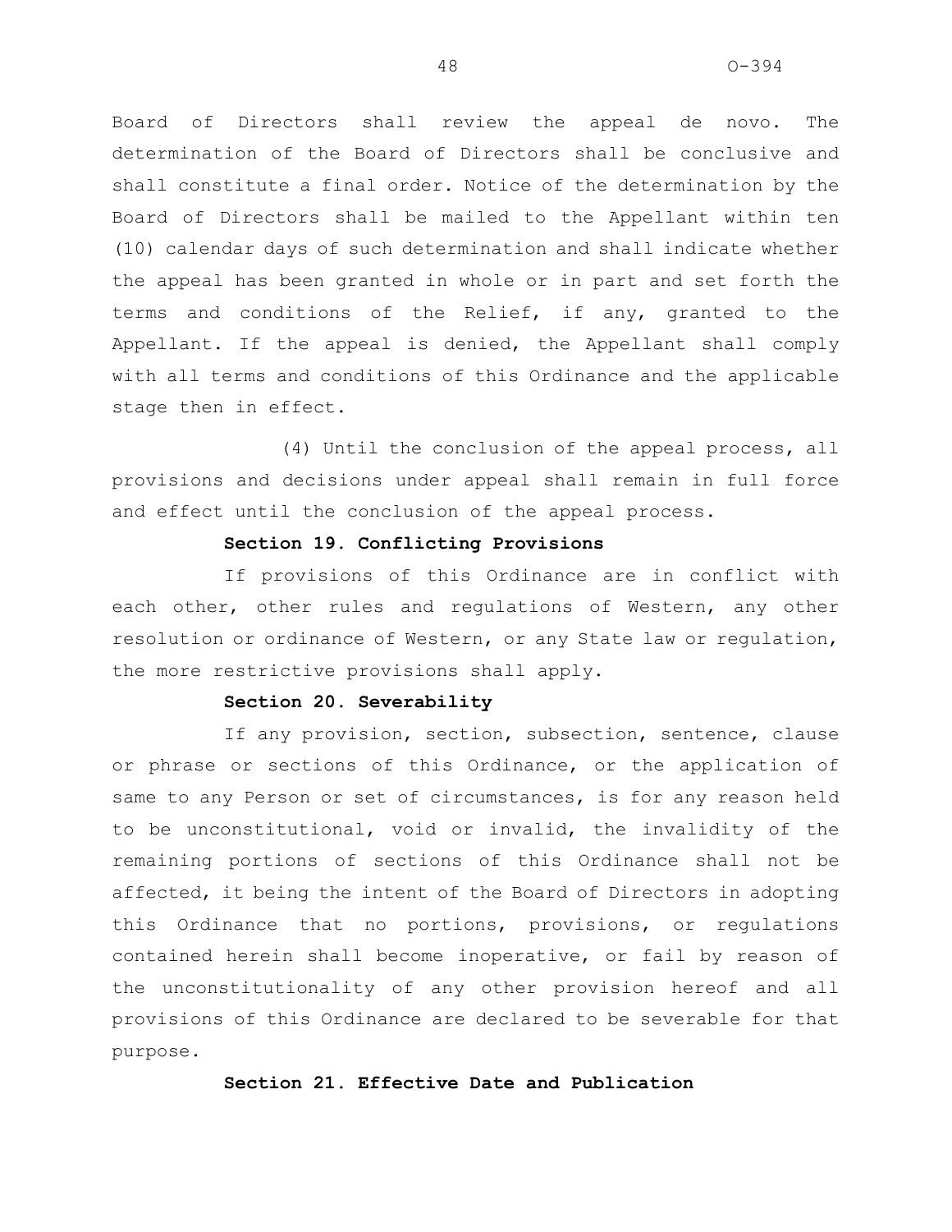Board of Directors shall review the appeal de novo. The determination of the Board of Directors shall be conclusive and shall constitute a final order. Notice of the determination by the Board of Directors shall be mailed to the Appellant within ten (10) calendar days of such determination and shall indicate whether the appeal has been granted in whole or in part and set forth the terms and conditions of the Relief, if any, granted to the Appellant. If the appeal is denied, the Appellant shall comply with all terms and conditions of this Ordinance and the applicable stage then in effect.

(4) Until the conclusion of the appeal process, all provisions and decisions under appeal shall remain in full force and effect until the conclusion of the appeal process.

**Section 19. Conflicting Provisions**

If provisions of this Ordinance are in conflict with each other, other rules and regulations of Western, any other resolution or ordinance of Western, or any State law or regulation, the more restrictive provisions shall apply.

**Section 20. Severability**

If any provision, section, subsection, sentence, clause or phrase or sections of this Ordinance, or the application of same to any Person or set of circumstances, is for any reason held to be unconstitutional, void or invalid, the invalidity of the remaining portions of sections of this Ordinance shall not be affected, it being the intent of the Board of Directors in adopting this Ordinance that no portions, provisions, or regulations contained herein shall become inoperative, or fail by reason of the unconstitutionality of any other provision hereof and all provisions of this Ordinance are declared to be severable for that purpose.

**Section 21. Effective Date and Publication**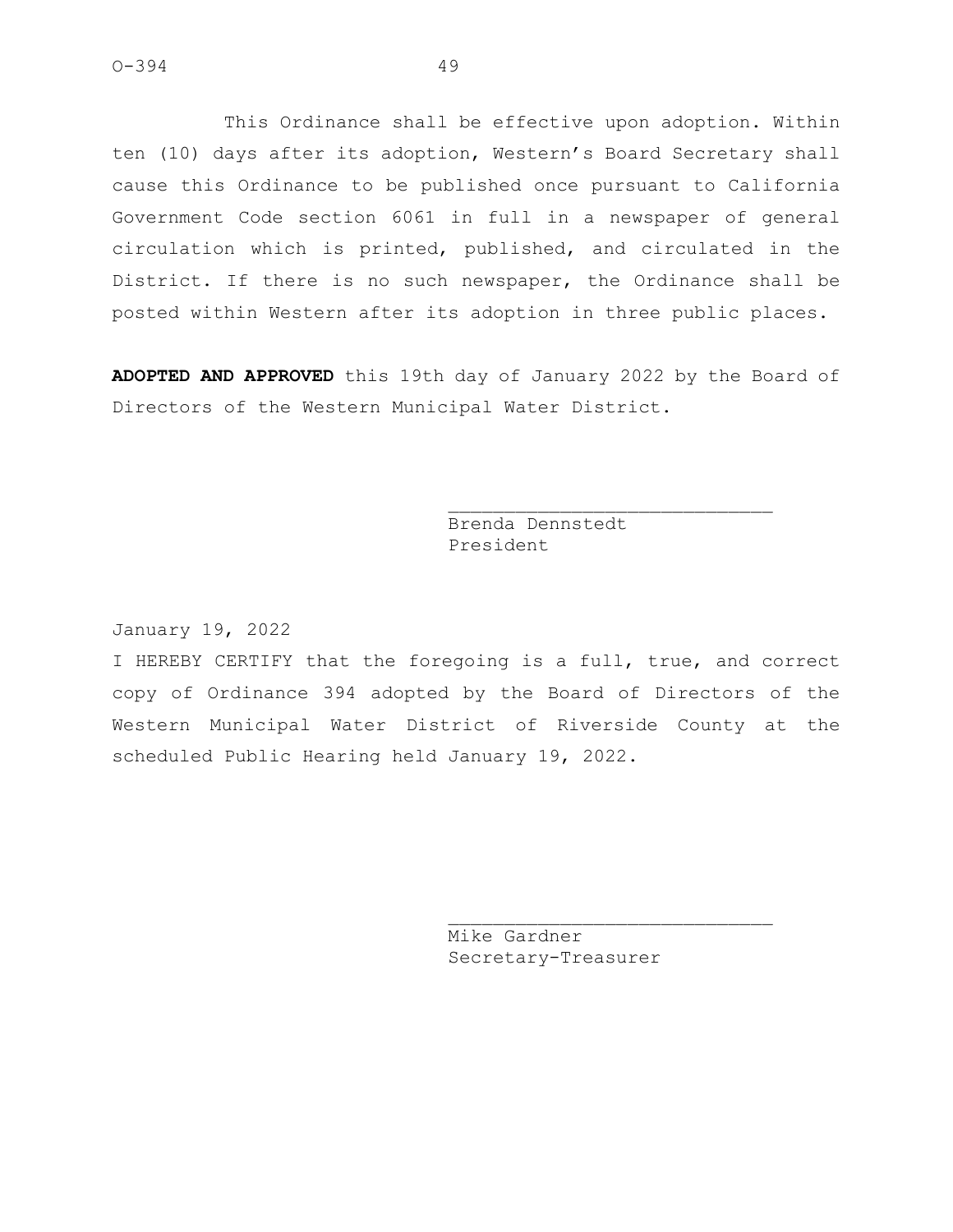This Ordinance shall be effective upon adoption. Within ten (10) days after its adoption, Western's Board Secretary shall cause this Ordinance to be published once pursuant to California Government Code section 6061 in full in a newspaper of general circulation which is printed, published, and circulated in the District. If there is no such newspaper, the Ordinance shall be posted within Western after its adoption in three public places.

**ADOPTED AND APPROVED** this 19th day of January 2022 by the Board of Directors of the Western Municipal Water District.

\_\_\_\_\_\_\_\_\_\_\_\_\_\_\_\_\_\_\_\_\_\_\_\_\_\_\_\_\_\_
Brenda Dennstedt
President

January 19, 2022

I HEREBY CERTIFY that the foregoing is a full, true, and correct copy of Ordinance 394 adopted by the Board of Directors of the Western Municipal Water District of Riverside County at the scheduled Public Hearing held January 19, 2022.

\_\_\_\_\_\_\_\_\_\_\_\_\_\_\_\_\_\_\_\_\_\_\_\_\_\_\_\_\_\_
Mike Gardner
Secretary-Treasurer